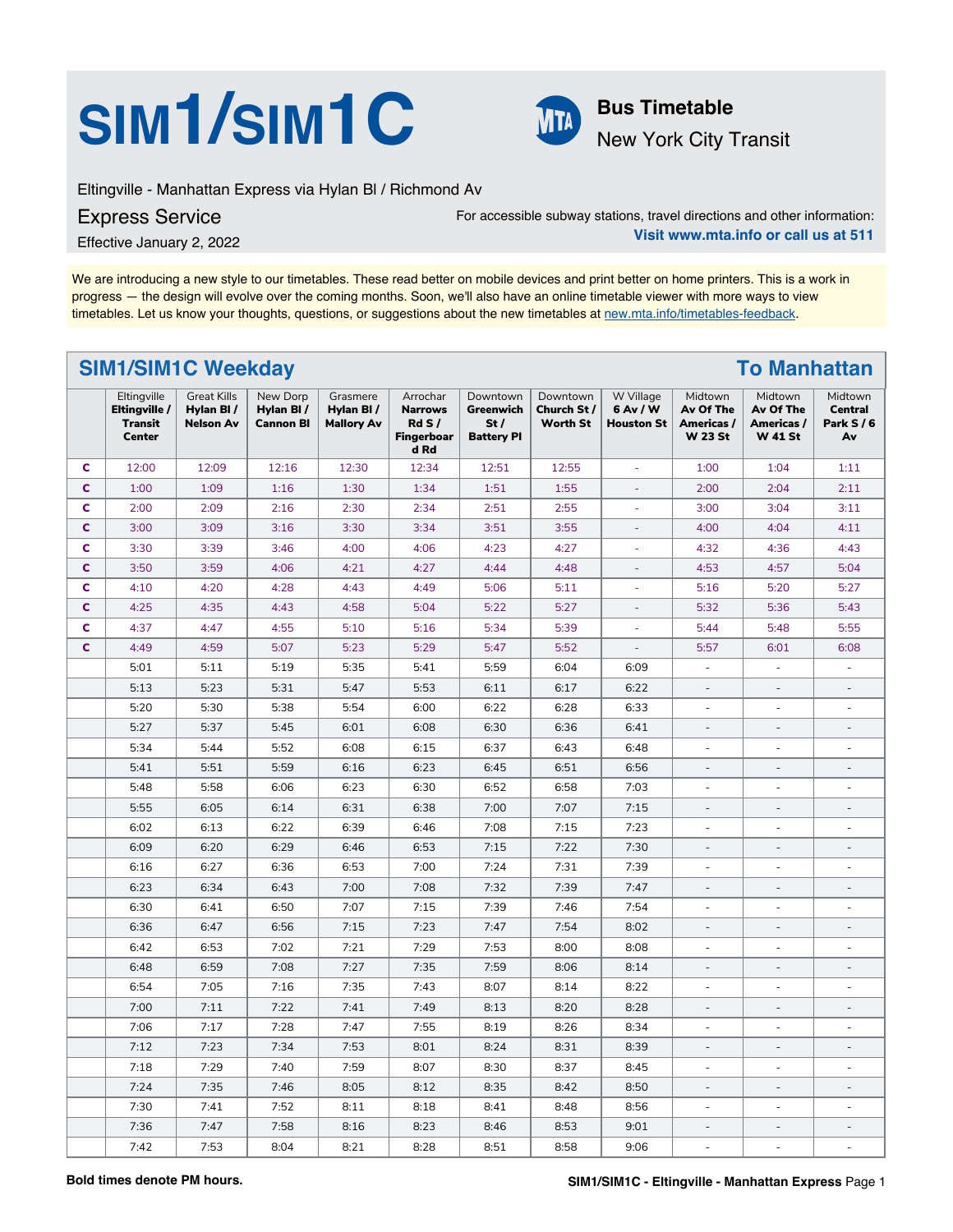# SIM1/SIM1C

**Bus Timetable**

New York City Transit

Eltingville - Manhattan Express via Hylan Bl / Richmond Av

## Express Service

Effective January 2, 2022

For accessible subway stations, travel directions and other information:
**Visit www.mta.info or call us at 511**

We are introducing a new style to our timetables. These read better on mobile devices and print better on home printers. This is a work in progress — the design will evolve over the coming months. Soon, we'll also have an online timetable viewer with more ways to view timetables. Let us know your thoughts, questions, or suggestions about the new timetables at new.mta.info/timetables-feedback.

## SIM1/SIM1C Weekday — To Manhattan

| | Eltingville **Eltingville / Transit Center** | Great Kills **Hylan Bl / Nelson Av** | New Dorp **Hylan Bl / Cannon Bl** | Grasmere **Hylan Bl / Mallory Av** | Arrochar **Narrows Rd S / Fingerboard Rd** | Downtown **Greenwich St / Battery Pl** | Downtown **Church St / Worth St** | W Village **6 Av / W Houston St** | Midtown **Av Of The Americas / W 23 St** | Midtown **Av Of The Americas / W 41 St** | Midtown **Central Park S / 6 Av** |
|---|---|---|---|---|---|---|---|---|---|---|---|
| C | 12:00 | 12:09 | 12:16 | 12:30 | 12:34 | 12:51 | 12:55 | - | 1:00 | 1:04 | 1:11 |
| C | 1:00 | 1:09 | 1:16 | 1:30 | 1:34 | 1:51 | 1:55 | - | 2:00 | 2:04 | 2:11 |
| C | 2:00 | 2:09 | 2:16 | 2:30 | 2:34 | 2:51 | 2:55 | - | 3:00 | 3:04 | 3:11 |
| C | 3:00 | 3:09 | 3:16 | 3:30 | 3:34 | 3:51 | 3:55 | - | 4:00 | 4:04 | 4:11 |
| C | 3:30 | 3:39 | 3:46 | 4:00 | 4:06 | 4:23 | 4:27 | - | 4:32 | 4:36 | 4:43 |
| C | 3:50 | 3:59 | 4:06 | 4:21 | 4:27 | 4:44 | 4:48 | - | 4:53 | 4:57 | 5:04 |
| C | 4:10 | 4:20 | 4:28 | 4:43 | 4:49 | 5:06 | 5:11 | - | 5:16 | 5:20 | 5:27 |
| C | 4:25 | 4:35 | 4:43 | 4:58 | 5:04 | 5:22 | 5:27 | - | 5:32 | 5:36 | 5:43 |
| C | 4:37 | 4:47 | 4:55 | 5:10 | 5:16 | 5:34 | 5:39 | - | 5:44 | 5:48 | 5:55 |
| C | 4:49 | 4:59 | 5:07 | 5:23 | 5:29 | 5:47 | 5:52 | - | 5:57 | 6:01 | 6:08 |
| | 5:01 | 5:11 | 5:19 | 5:35 | 5:41 | 5:59 | 6:04 | 6:09 | - | - | - |
| | 5:13 | 5:23 | 5:31 | 5:47 | 5:53 | 6:11 | 6:17 | 6:22 | - | - | - |
| | 5:20 | 5:30 | 5:38 | 5:54 | 6:00 | 6:22 | 6:28 | 6:33 | - | - | - |
| | 5:27 | 5:37 | 5:45 | 6:01 | 6:08 | 6:30 | 6:36 | 6:41 | - | - | - |
| | 5:34 | 5:44 | 5:52 | 6:08 | 6:15 | 6:37 | 6:43 | 6:48 | - | - | - |
| | 5:41 | 5:51 | 5:59 | 6:16 | 6:23 | 6:45 | 6:51 | 6:56 | - | - | - |
| | 5:48 | 5:58 | 6:06 | 6:23 | 6:30 | 6:52 | 6:58 | 7:03 | - | - | - |
| | 5:55 | 6:05 | 6:14 | 6:31 | 6:38 | 7:00 | 7:07 | 7:15 | - | - | - |
| | 6:02 | 6:13 | 6:22 | 6:39 | 6:46 | 7:08 | 7:15 | 7:23 | - | - | - |
| | 6:09 | 6:20 | 6:29 | 6:46 | 6:53 | 7:15 | 7:22 | 7:30 | - | - | - |
| | 6:16 | 6:27 | 6:36 | 6:53 | 7:00 | 7:24 | 7:31 | 7:39 | - | - | - |
| | 6:23 | 6:34 | 6:43 | 7:00 | 7:08 | 7:32 | 7:39 | 7:47 | - | - | - |
| | 6:30 | 6:41 | 6:50 | 7:07 | 7:15 | 7:39 | 7:46 | 7:54 | - | - | - |
| | 6:36 | 6:47 | 6:56 | 7:15 | 7:23 | 7:47 | 7:54 | 8:02 | - | - | - |
| | 6:42 | 6:53 | 7:02 | 7:21 | 7:29 | 7:53 | 8:00 | 8:08 | - | - | - |
| | 6:48 | 6:59 | 7:08 | 7:27 | 7:35 | 7:59 | 8:06 | 8:14 | - | - | - |
| | 6:54 | 7:05 | 7:16 | 7:35 | 7:43 | 8:07 | 8:14 | 8:22 | - | - | - |
| | 7:00 | 7:11 | 7:22 | 7:41 | 7:49 | 8:13 | 8:20 | 8:28 | - | - | - |
| | 7:06 | 7:17 | 7:28 | 7:47 | 7:55 | 8:19 | 8:26 | 8:34 | - | - | - |
| | 7:12 | 7:23 | 7:34 | 7:53 | 8:01 | 8:24 | 8:31 | 8:39 | - | - | - |
| | 7:18 | 7:29 | 7:40 | 7:59 | 8:07 | 8:30 | 8:37 | 8:45 | - | - | - |
| | 7:24 | 7:35 | 7:46 | 8:05 | 8:12 | 8:35 | 8:42 | 8:50 | - | - | - |
| | 7:30 | 7:41 | 7:52 | 8:11 | 8:18 | 8:41 | 8:48 | 8:56 | - | - | - |
| | 7:36 | 7:47 | 7:58 | 8:16 | 8:23 | 8:46 | 8:53 | 9:01 | - | - | - |
| | 7:42 | 7:53 | 8:04 | 8:21 | 8:28 | 8:51 | 8:58 | 9:06 | - | - | - |

**Bold times denote PM hours.**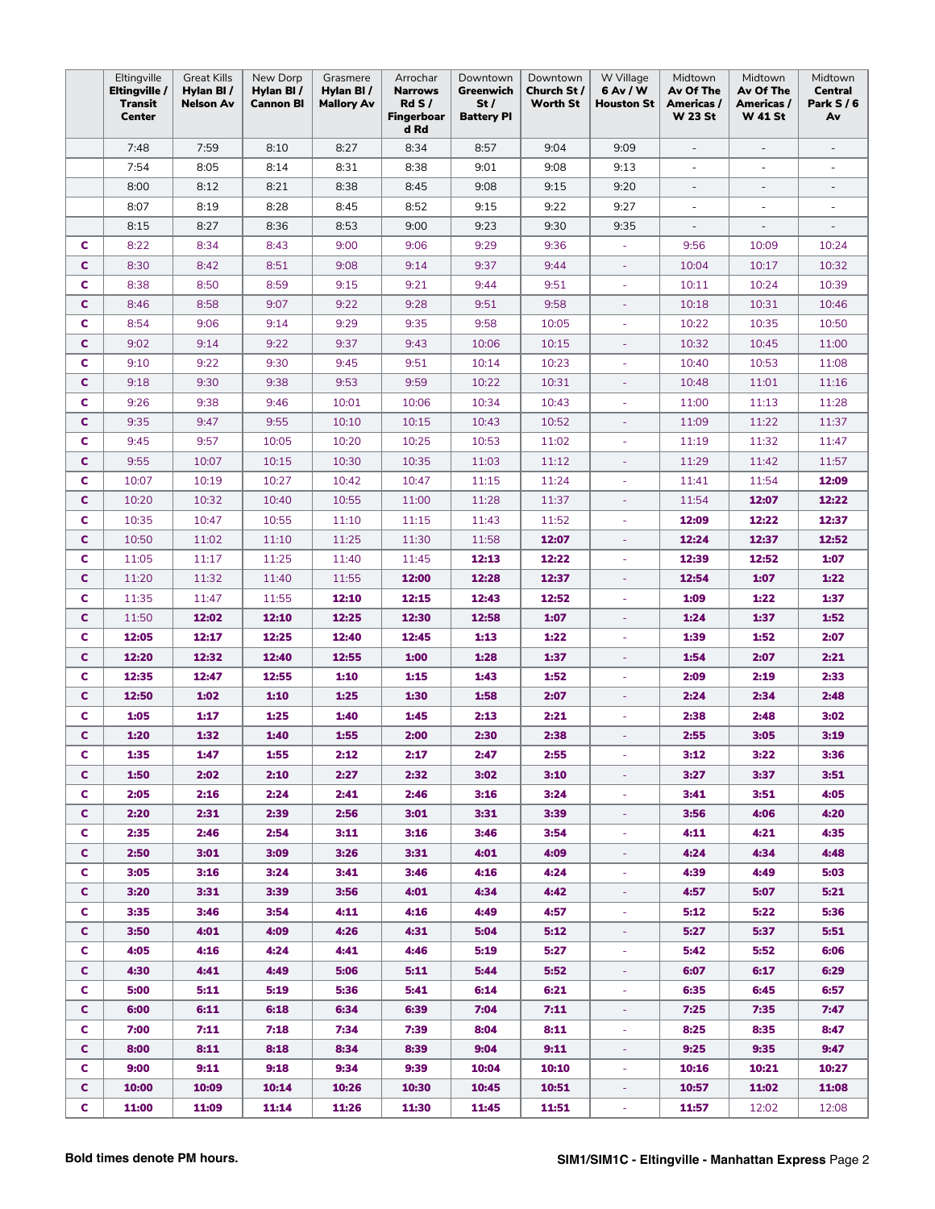| | Eltingville **Eltingville / Transit Center** | Great Kills **Hylan Bl / Nelson Av** | New Dorp **Hylan Bl / Cannon Bl** | Grasmere **Hylan Bl / Mallory Av** | Arrochar **Narrows Rd S / Fingerboard Rd** | Downtown **Greenwich St / Battery Pl** | Downtown **Church St / Worth St** | W Village **6 Av / W Houston St** | Midtown **Av Of The Americas / W 23 St** | Midtown **Av Of The Americas / W 41 St** | Midtown **Central Park S / 6 Av** |
|---|---|---|---|---|---|---|---|---|---|---|---|
| | 7:48 | 7:59 | 8:10 | 8:27 | 8:34 | 8:57 | 9:04 | 9:09 | - | - | - |
| | 7:54 | 8:05 | 8:14 | 8:31 | 8:38 | 9:01 | 9:08 | 9:13 | - | - | - |
| | 8:00 | 8:12 | 8:21 | 8:38 | 8:45 | 9:08 | 9:15 | 9:20 | - | - | - |
| | 8:07 | 8:19 | 8:28 | 8:45 | 8:52 | 9:15 | 9:22 | 9:27 | - | - | - |
| | 8:15 | 8:27 | 8:36 | 8:53 | 9:00 | 9:23 | 9:30 | 9:35 | - | - | - |
| **C** | 8:22 | 8:34 | 8:43 | 9:00 | 9:06 | 9:29 | 9:36 | - | 9:56 | 10:09 | 10:24 |
| **C** | 8:30 | 8:42 | 8:51 | 9:08 | 9:14 | 9:37 | 9:44 | - | 10:04 | 10:17 | 10:32 |
| **C** | 8:38 | 8:50 | 8:59 | 9:15 | 9:21 | 9:44 | 9:51 | - | 10:11 | 10:24 | 10:39 |
| **C** | 8:46 | 8:58 | 9:07 | 9:22 | 9:28 | 9:51 | 9:58 | - | 10:18 | 10:31 | 10:46 |
| **C** | 8:54 | 9:06 | 9:14 | 9:29 | 9:35 | 9:58 | 10:05 | - | 10:22 | 10:35 | 10:50 |
| **C** | 9:02 | 9:14 | 9:22 | 9:37 | 9:43 | 10:06 | 10:15 | - | 10:32 | 10:45 | 11:00 |
| **C** | 9:10 | 9:22 | 9:30 | 9:45 | 9:51 | 10:14 | 10:23 | - | 10:40 | 10:53 | 11:08 |
| **C** | 9:18 | 9:30 | 9:38 | 9:53 | 9:59 | 10:22 | 10:31 | - | 10:48 | 11:01 | 11:16 |
| **C** | 9:26 | 9:38 | 9:46 | 10:01 | 10:06 | 10:34 | 10:43 | - | 11:00 | 11:13 | 11:28 |
| **C** | 9:35 | 9:47 | 9:55 | 10:10 | 10:15 | 10:43 | 10:52 | - | 11:09 | 11:22 | 11:37 |
| **C** | 9:45 | 9:57 | 10:05 | 10:20 | 10:25 | 10:53 | 11:02 | - | 11:19 | 11:32 | 11:47 |
| **C** | 9:55 | 10:07 | 10:15 | 10:30 | 10:35 | 11:03 | 11:12 | - | 11:29 | 11:42 | 11:57 |
| **C** | 10:07 | 10:19 | 10:27 | 10:42 | 10:47 | 11:15 | 11:24 | - | 11:41 | 11:54 | **12:09** |
| **C** | 10:20 | 10:32 | 10:40 | 10:55 | 11:00 | 11:28 | 11:37 | - | 11:54 | **12:07** | **12:22** |
| **C** | 10:35 | 10:47 | 10:55 | 11:10 | 11:15 | 11:43 | 11:52 | - | **12:09** | **12:22** | **12:37** |
| **C** | 10:50 | 11:02 | 11:10 | 11:25 | 11:30 | 11:58 | **12:07** | - | **12:24** | **12:37** | **12:52** |
| **C** | 11:05 | 11:17 | 11:25 | 11:40 | 11:45 | **12:13** | **12:22** | - | **12:39** | **12:52** | **1:07** |
| **C** | 11:20 | 11:32 | 11:40 | 11:55 | **12:00** | **12:28** | **12:37** | - | **12:54** | **1:07** | **1:22** |
| **C** | 11:35 | 11:47 | 11:55 | **12:10** | **12:15** | **12:43** | **12:52** | - | **1:09** | **1:22** | **1:37** |
| **C** | 11:50 | **12:02** | **12:10** | **12:25** | **12:30** | **12:58** | **1:07** | - | **1:24** | **1:37** | **1:52** |
| **C** | **12:05** | **12:17** | **12:25** | **12:40** | **12:45** | **1:13** | **1:22** | - | **1:39** | **1:52** | **2:07** |
| **C** | **12:20** | **12:32** | **12:40** | **12:55** | **1:00** | **1:28** | **1:37** | - | **1:54** | **2:07** | **2:21** |
| **C** | **12:35** | **12:47** | **12:55** | **1:10** | **1:15** | **1:43** | **1:52** | - | **2:09** | **2:19** | **2:33** |
| **C** | **12:50** | **1:02** | **1:10** | **1:25** | **1:30** | **1:58** | **2:07** | - | **2:24** | **2:34** | **2:48** |
| **C** | **1:05** | **1:17** | **1:25** | **1:40** | **1:45** | **2:13** | **2:21** | - | **2:38** | **2:48** | **3:02** |
| **C** | **1:20** | **1:32** | **1:40** | **1:55** | **2:00** | **2:30** | **2:38** | - | **2:55** | **3:05** | **3:19** |
| **C** | **1:35** | **1:47** | **1:55** | **2:12** | **2:17** | **2:47** | **2:55** | - | **3:12** | **3:22** | **3:36** |
| **C** | **1:50** | **2:02** | **2:10** | **2:27** | **2:32** | **3:02** | **3:10** | - | **3:27** | **3:37** | **3:51** |
| **C** | **2:05** | **2:16** | **2:24** | **2:41** | **2:46** | **3:16** | **3:24** | - | **3:41** | **3:51** | **4:05** |
| **C** | **2:20** | **2:31** | **2:39** | **2:56** | **3:01** | **3:31** | **3:39** | - | **3:56** | **4:06** | **4:20** |
| **C** | **2:35** | **2:46** | **2:54** | **3:11** | **3:16** | **3:46** | **3:54** | - | **4:11** | **4:21** | **4:35** |
| **C** | **2:50** | **3:01** | **3:09** | **3:26** | **3:31** | **4:01** | **4:09** | - | **4:24** | **4:34** | **4:48** |
| **C** | **3:05** | **3:16** | **3:24** | **3:41** | **3:46** | **4:16** | **4:24** | - | **4:39** | **4:49** | **5:03** |
| **C** | **3:20** | **3:31** | **3:39** | **3:56** | **4:01** | **4:34** | **4:42** | - | **4:57** | **5:07** | **5:21** |
| **C** | **3:35** | **3:46** | **3:54** | **4:11** | **4:16** | **4:49** | **4:57** | - | **5:12** | **5:22** | **5:36** |
| **C** | **3:50** | **4:01** | **4:09** | **4:26** | **4:31** | **5:04** | **5:12** | - | **5:27** | **5:37** | **5:51** |
| **C** | **4:05** | **4:16** | **4:24** | **4:41** | **4:46** | **5:19** | **5:27** | - | **5:42** | **5:52** | **6:06** |
| **C** | **4:30** | **4:41** | **4:49** | **5:06** | **5:11** | **5:44** | **5:52** | - | **6:07** | **6:17** | **6:29** |
| **C** | **5:00** | **5:11** | **5:19** | **5:36** | **5:41** | **6:14** | **6:21** | - | **6:35** | **6:45** | **6:57** |
| **C** | **6:00** | **6:11** | **6:18** | **6:34** | **6:39** | **7:04** | **7:11** | - | **7:25** | **7:35** | **7:47** |
| **C** | **7:00** | **7:11** | **7:18** | **7:34** | **7:39** | **8:04** | **8:11** | - | **8:25** | **8:35** | **8:47** |
| **C** | **8:00** | **8:11** | **8:18** | **8:34** | **8:39** | **9:04** | **9:11** | - | **9:25** | **9:35** | **9:47** |
| **C** | **9:00** | **9:11** | **9:18** | **9:34** | **9:39** | **10:04** | **10:10** | - | **10:16** | **10:21** | **10:27** |
| **C** | **10:00** | **10:09** | **10:14** | **10:26** | **10:30** | **10:45** | **10:51** | - | **10:57** | **11:02** | **11:08** |
| **C** | **11:00** | **11:09** | **11:14** | **11:26** | **11:30** | **11:45** | **11:51** | - | **11:57** | 12:02 | 12:08 |

**Bold times denote PM hours.**

**SIM1/SIM1C - Eltingville - Manhattan Express**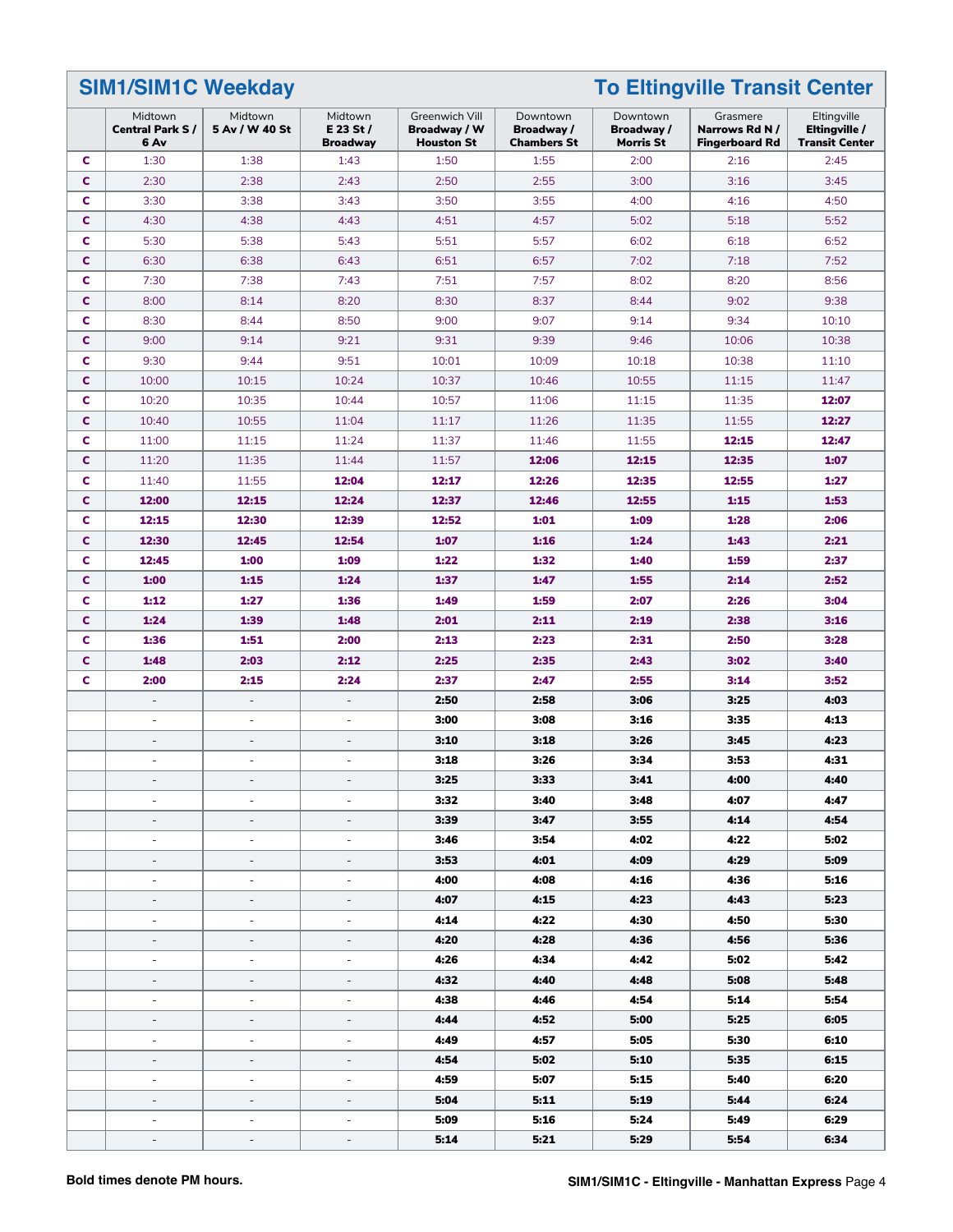## SIM1/SIM1C Weekday

## To Eltingville Transit Center

| | Midtown **Central Park S / 6 Av** | Midtown **5 Av / W 40 St** | Midtown **E 23 St / Broadway** | Greenwich Vill **Broadway / W Houston St** | Downtown **Broadway / Chambers St** | Downtown **Broadway / Morris St** | Grasmere **Narrows Rd N / Fingerboard Rd** | Eltingville **Eltingville / Transit Center** |
|---|---|---|---|---|---|---|---|---|
| C | 1:30 | 1:38 | 1:43 | 1:50 | 1:55 | 2:00 | 2:16 | 2:45 |
| C | 2:30 | 2:38 | 2:43 | 2:50 | 2:55 | 3:00 | 3:16 | 3:45 |
| C | 3:30 | 3:38 | 3:43 | 3:50 | 3:55 | 4:00 | 4:16 | 4:50 |
| C | 4:30 | 4:38 | 4:43 | 4:51 | 4:57 | 5:02 | 5:18 | 5:52 |
| C | 5:30 | 5:38 | 5:43 | 5:51 | 5:57 | 6:02 | 6:18 | 6:52 |
| C | 6:30 | 6:38 | 6:43 | 6:51 | 6:57 | 7:02 | 7:18 | 7:52 |
| C | 7:30 | 7:38 | 7:43 | 7:51 | 7:57 | 8:02 | 8:20 | 8:56 |
| C | 8:00 | 8:14 | 8:20 | 8:30 | 8:37 | 8:44 | 9:02 | 9:38 |
| C | 8:30 | 8:44 | 8:50 | 9:00 | 9:07 | 9:14 | 9:34 | 10:10 |
| C | 9:00 | 9:14 | 9:21 | 9:31 | 9:39 | 9:46 | 10:06 | 10:38 |
| C | 9:30 | 9:44 | 9:51 | 10:01 | 10:09 | 10:18 | 10:38 | 11:10 |
| C | 10:00 | 10:15 | 10:24 | 10:37 | 10:46 | 10:55 | 11:15 | 11:47 |
| C | 10:20 | 10:35 | 10:44 | 10:57 | 11:06 | 11:15 | 11:35 | **12:07** |
| C | 10:40 | 10:55 | 11:04 | 11:17 | 11:26 | 11:35 | 11:55 | **12:27** |
| C | 11:00 | 11:15 | 11:24 | 11:37 | 11:46 | 11:55 | **12:15** | **12:47** |
| C | 11:20 | 11:35 | 11:44 | 11:57 | **12:06** | **12:15** | **12:35** | **1:07** |
| C | 11:40 | 11:55 | **12:04** | **12:17** | **12:26** | **12:35** | **12:55** | **1:27** |
| C | **12:00** | **12:15** | **12:24** | **12:37** | **12:46** | **12:55** | **1:15** | **1:53** |
| C | **12:15** | **12:30** | **12:39** | **12:52** | **1:01** | **1:09** | **1:28** | **2:06** |
| C | **12:30** | **12:45** | **12:54** | **1:07** | **1:16** | **1:24** | **1:43** | **2:21** |
| C | **12:45** | **1:00** | **1:09** | **1:22** | **1:32** | **1:40** | **1:59** | **2:37** |
| C | **1:00** | **1:15** | **1:24** | **1:37** | **1:47** | **1:55** | **2:14** | **2:52** |
| C | **1:12** | **1:27** | **1:36** | **1:49** | **1:59** | **2:07** | **2:26** | **3:04** |
| C | **1:24** | **1:39** | **1:48** | **2:01** | **2:11** | **2:19** | **2:38** | **3:16** |
| C | **1:36** | **1:51** | **2:00** | **2:13** | **2:23** | **2:31** | **2:50** | **3:28** |
| C | **1:48** | **2:03** | **2:12** | **2:25** | **2:35** | **2:43** | **3:02** | **3:40** |
| C | **2:00** | **2:15** | **2:24** | **2:37** | **2:47** | **2:55** | **3:14** | **3:52** |
| | - | - | - | **2:50** | **2:58** | **3:06** | **3:25** | **4:03** |
| | - | - | - | **3:00** | **3:08** | **3:16** | **3:35** | **4:13** |
| | - | - | - | **3:10** | **3:18** | **3:26** | **3:45** | **4:23** |
| | - | - | - | **3:18** | **3:26** | **3:34** | **3:53** | **4:31** |
| | - | - | - | **3:25** | **3:33** | **3:41** | **4:00** | **4:40** |
| | - | - | - | **3:32** | **3:40** | **3:48** | **4:07** | **4:47** |
| | - | - | - | **3:39** | **3:47** | **3:55** | **4:14** | **4:54** |
| | - | - | - | **3:46** | **3:54** | **4:02** | **4:22** | **5:02** |
| | - | - | - | **3:53** | **4:01** | **4:09** | **4:29** | **5:09** |
| | - | - | - | **4:00** | **4:08** | **4:16** | **4:36** | **5:16** |
| | - | - | - | **4:07** | **4:15** | **4:23** | **4:43** | **5:23** |
| | - | - | - | **4:14** | **4:22** | **4:30** | **4:50** | **5:30** |
| | - | - | - | **4:20** | **4:28** | **4:36** | **4:56** | **5:36** |
| | - | - | - | **4:26** | **4:34** | **4:42** | **5:02** | **5:42** |
| | - | - | - | **4:32** | **4:40** | **4:48** | **5:08** | **5:48** |
| | - | - | - | **4:38** | **4:46** | **4:54** | **5:14** | **5:54** |
| | - | - | - | **4:44** | **4:52** | **5:00** | **5:25** | **6:05** |
| | - | - | - | **4:49** | **4:57** | **5:05** | **5:30** | **6:10** |
| | - | - | - | **4:54** | **5:02** | **5:10** | **5:35** | **6:15** |
| | - | - | - | **4:59** | **5:07** | **5:15** | **5:40** | **6:20** |
| | - | - | - | **5:04** | **5:11** | **5:19** | **5:44** | **6:24** |
| | - | - | - | **5:09** | **5:16** | **5:24** | **5:49** | **6:29** |
| | - | - | - | **5:14** | **5:21** | **5:29** | **5:54** | **6:34** |

**Bold times denote PM hours.**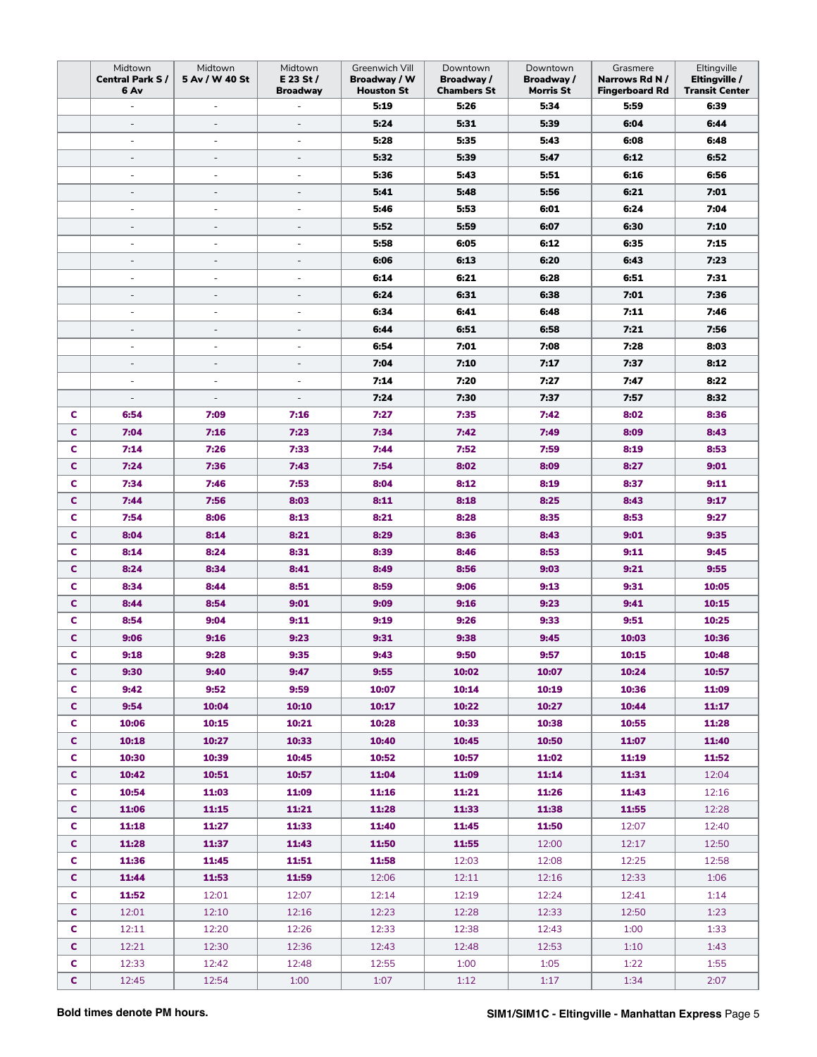| | Midtown **Central Park S / 6 Av** | Midtown **5 Av / W 40 St** | Midtown **E 23 St / Broadway** | Greenwich Vill **Broadway / W Houston St** | Downtown **Broadway / Chambers St** | Downtown **Broadway / Morris St** | Grasmere **Narrows Rd N / Fingerboard Rd** | Eltingville **Eltingville / Transit Center** |
|---|---|---|---|---|---|---|---|---|
| | - | - | - | **5:19** | **5:26** | **5:34** | **5:59** | **6:39** |
| | - | - | - | **5:24** | **5:31** | **5:39** | **6:04** | **6:44** |
| | - | - | - | **5:28** | **5:35** | **5:43** | **6:08** | **6:48** |
| | - | - | - | **5:32** | **5:39** | **5:47** | **6:12** | **6:52** |
| | - | - | - | **5:36** | **5:43** | **5:51** | **6:16** | **6:56** |
| | - | - | - | **5:41** | **5:48** | **5:56** | **6:21** | **7:01** |
| | - | - | - | **5:46** | **5:53** | **6:01** | **6:24** | **7:04** |
| | - | - | - | **5:52** | **5:59** | **6:07** | **6:30** | **7:10** |
| | - | - | - | **5:58** | **6:05** | **6:12** | **6:35** | **7:15** |
| | - | - | - | **6:06** | **6:13** | **6:20** | **6:43** | **7:23** |
| | - | - | - | **6:14** | **6:21** | **6:28** | **6:51** | **7:31** |
| | - | - | - | **6:24** | **6:31** | **6:38** | **7:01** | **7:36** |
| | - | - | - | **6:34** | **6:41** | **6:48** | **7:11** | **7:46** |
| | - | - | - | **6:44** | **6:51** | **6:58** | **7:21** | **7:56** |
| | - | - | - | **6:54** | **7:01** | **7:08** | **7:28** | **8:03** |
| | - | - | - | **7:04** | **7:10** | **7:17** | **7:37** | **8:12** |
| | - | - | - | **7:14** | **7:20** | **7:27** | **7:47** | **8:22** |
| | - | - | - | **7:24** | **7:30** | **7:37** | **7:57** | **8:32** |
| C | **6:54** | **7:09** | **7:16** | **7:27** | **7:35** | **7:42** | **8:02** | **8:36** |
| C | **7:04** | **7:16** | **7:23** | **7:34** | **7:42** | **7:49** | **8:09** | **8:43** |
| C | **7:14** | **7:26** | **7:33** | **7:44** | **7:52** | **7:59** | **8:19** | **8:53** |
| C | **7:24** | **7:36** | **7:43** | **7:54** | **8:02** | **8:09** | **8:27** | **9:01** |
| C | **7:34** | **7:46** | **7:53** | **8:04** | **8:12** | **8:19** | **8:37** | **9:11** |
| C | **7:44** | **7:56** | **8:03** | **8:11** | **8:18** | **8:25** | **8:43** | **9:17** |
| C | **7:54** | **8:06** | **8:13** | **8:21** | **8:28** | **8:35** | **8:53** | **9:27** |
| C | **8:04** | **8:14** | **8:21** | **8:29** | **8:36** | **8:43** | **9:01** | **9:35** |
| C | **8:14** | **8:24** | **8:31** | **8:39** | **8:46** | **8:53** | **9:11** | **9:45** |
| C | **8:24** | **8:34** | **8:41** | **8:49** | **8:56** | **9:03** | **9:21** | **9:55** |
| C | **8:34** | **8:44** | **8:51** | **8:59** | **9:06** | **9:13** | **9:31** | **10:05** |
| C | **8:44** | **8:54** | **9:01** | **9:09** | **9:16** | **9:23** | **9:41** | **10:15** |
| C | **8:54** | **9:04** | **9:11** | **9:19** | **9:26** | **9:33** | **9:51** | **10:25** |
| C | **9:06** | **9:16** | **9:23** | **9:31** | **9:38** | **9:45** | **10:03** | **10:36** |
| C | **9:18** | **9:28** | **9:35** | **9:43** | **9:50** | **9:57** | **10:15** | **10:48** |
| C | **9:30** | **9:40** | **9:47** | **9:55** | **10:02** | **10:07** | **10:24** | **10:57** |
| C | **9:42** | **9:52** | **9:59** | **10:07** | **10:14** | **10:19** | **10:36** | **11:09** |
| C | **9:54** | **10:04** | **10:10** | **10:17** | **10:22** | **10:27** | **10:44** | **11:17** |
| C | **10:06** | **10:15** | **10:21** | **10:28** | **10:33** | **10:38** | **10:55** | **11:28** |
| C | **10:18** | **10:27** | **10:33** | **10:40** | **10:45** | **10:50** | **11:07** | **11:40** |
| C | **10:30** | **10:39** | **10:45** | **10:52** | **10:57** | **11:02** | **11:19** | **11:52** |
| C | **10:42** | **10:51** | **10:57** | **11:04** | **11:09** | **11:14** | **11:31** | 12:04 |
| C | **10:54** | **11:03** | **11:09** | **11:16** | **11:21** | **11:26** | **11:43** | 12:16 |
| C | **11:06** | **11:15** | **11:21** | **11:28** | **11:33** | **11:38** | **11:55** | 12:28 |
| C | **11:18** | **11:27** | **11:33** | **11:40** | **11:45** | **11:50** | 12:07 | 12:40 |
| C | **11:28** | **11:37** | **11:43** | **11:50** | **11:55** | 12:00 | 12:17 | 12:50 |
| C | **11:36** | **11:45** | **11:51** | **11:58** | 12:03 | 12:08 | 12:25 | 12:58 |
| C | **11:44** | **11:53** | **11:59** | 12:06 | 12:11 | 12:16 | 12:33 | 1:06 |
| C | **11:52** | 12:01 | 12:07 | 12:14 | 12:19 | 12:24 | 12:41 | 1:14 |
| C | 12:01 | 12:10 | 12:16 | 12:23 | 12:28 | 12:33 | 12:50 | 1:23 |
| C | 12:11 | 12:20 | 12:26 | 12:33 | 12:38 | 12:43 | 1:00 | 1:33 |
| C | 12:21 | 12:30 | 12:36 | 12:43 | 12:48 | 12:53 | 1:10 | 1:43 |
| C | 12:33 | 12:42 | 12:48 | 12:55 | 1:00 | 1:05 | 1:22 | 1:55 |
| C | 12:45 | 12:54 | 1:00 | 1:07 | 1:12 | 1:17 | 1:34 | 2:07 |

**Bold times denote PM hours.**

**SIM1/SIM1C - Eltingville - Manhattan Express**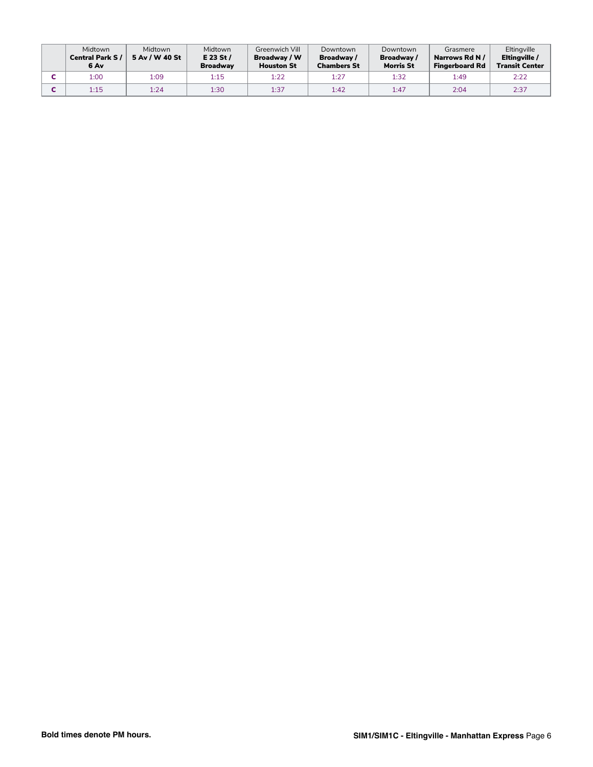| | Midtown **Central Park S / 6 Av** | Midtown **5 Av / W 40 St** | Midtown **E 23 St / Broadway** | Greenwich Vill **Broadway / W Houston St** | Downtown **Broadway / Chambers St** | Downtown **Broadway / Morris St** | Grasmere **Narrows Rd N / Fingerboard Rd** | Eltingville **Eltingville / Transit Center** |
|---|---|---|---|---|---|---|---|---|
| **C** | 1:00 | 1:09 | 1:15 | 1:22 | 1:27 | 1:32 | 1:49 | 2:22 |
| **C** | 1:15 | 1:24 | 1:30 | 1:37 | 1:42 | 1:47 | 2:04 | 2:37 |

**Bold times denote PM hours.**

**SIM1/SIM1C - Eltingville - Manhattan Express**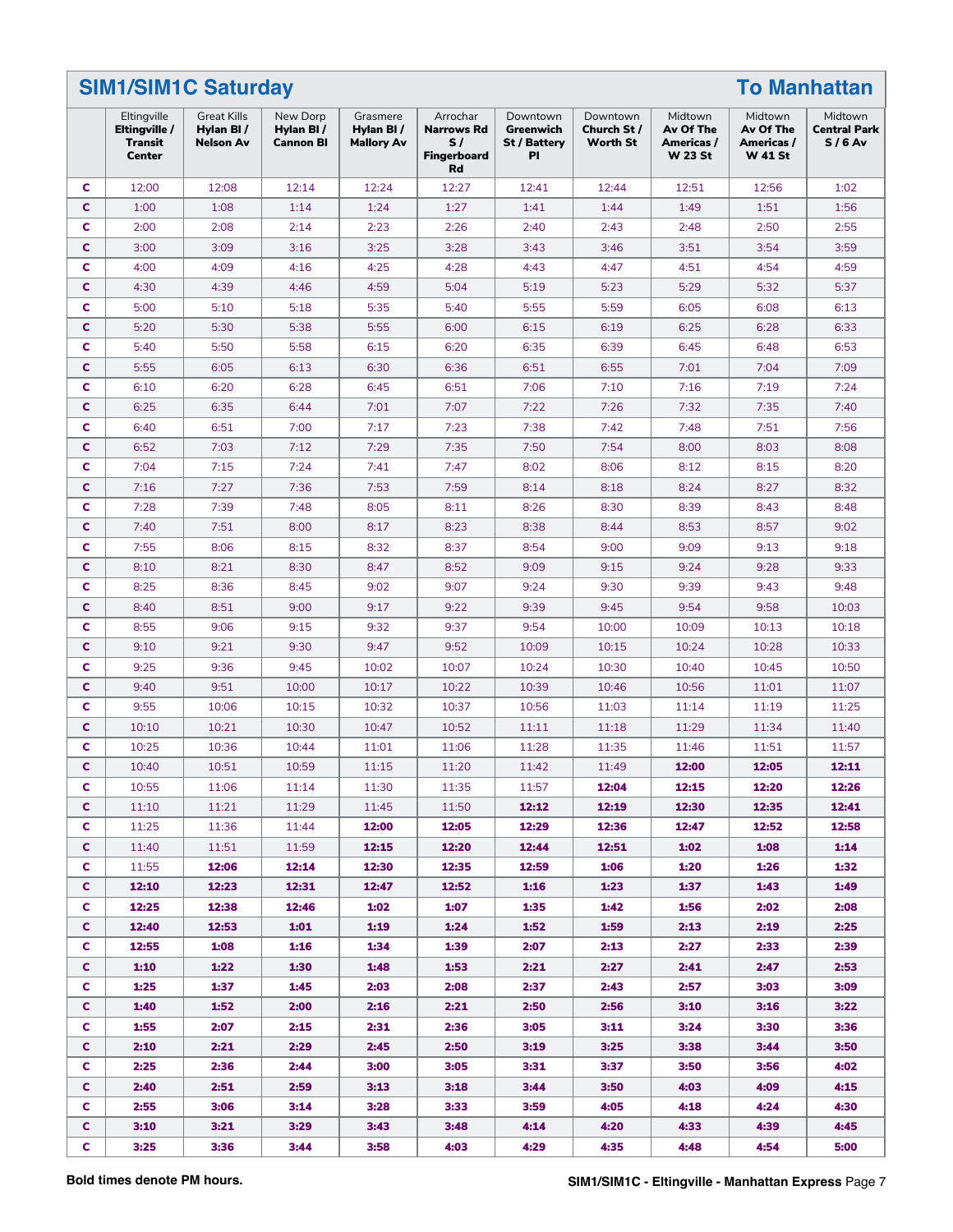## SIM1/SIM1C Saturday — To Manhattan

| | Eltingville **Eltingville / Transit Center** | Great Kills **Hylan Bl / Nelson Av** | New Dorp **Hylan Bl / Cannon Bl** | Grasmere **Hylan Bl / Mallory Av** | Arrochar **Narrows Rd S / Fingerboard Rd** | Downtown **Greenwich St / Battery Pl** | Downtown **Church St / Worth St** | Midtown **Av Of The Americas / W 23 St** | Midtown **Av Of The Americas / W 41 St** | Midtown **Central Park S / 6 Av** |
|---|---|---|---|---|---|---|---|---|---|---|
| C | 12:00 | 12:08 | 12:14 | 12:24 | 12:27 | 12:41 | 12:44 | 12:51 | 12:56 | 1:02 |
| C | 1:00 | 1:08 | 1:14 | 1:24 | 1:27 | 1:41 | 1:44 | 1:49 | 1:51 | 1:56 |
| C | 2:00 | 2:08 | 2:14 | 2:23 | 2:26 | 2:40 | 2:43 | 2:48 | 2:50 | 2:55 |
| C | 3:00 | 3:09 | 3:16 | 3:25 | 3:28 | 3:43 | 3:46 | 3:51 | 3:54 | 3:59 |
| C | 4:00 | 4:09 | 4:16 | 4:25 | 4:28 | 4:43 | 4:47 | 4:51 | 4:54 | 4:59 |
| C | 4:30 | 4:39 | 4:46 | 4:59 | 5:04 | 5:19 | 5:23 | 5:29 | 5:32 | 5:37 |
| C | 5:00 | 5:10 | 5:18 | 5:35 | 5:40 | 5:55 | 5:59 | 6:05 | 6:08 | 6:13 |
| C | 5:20 | 5:30 | 5:38 | 5:55 | 6:00 | 6:15 | 6:19 | 6:25 | 6:28 | 6:33 |
| C | 5:40 | 5:50 | 5:58 | 6:15 | 6:20 | 6:35 | 6:39 | 6:45 | 6:48 | 6:53 |
| C | 5:55 | 6:05 | 6:13 | 6:30 | 6:36 | 6:51 | 6:55 | 7:01 | 7:04 | 7:09 |
| C | 6:10 | 6:20 | 6:28 | 6:45 | 6:51 | 7:06 | 7:10 | 7:16 | 7:19 | 7:24 |
| C | 6:25 | 6:35 | 6:44 | 7:01 | 7:07 | 7:22 | 7:26 | 7:32 | 7:35 | 7:40 |
| C | 6:40 | 6:51 | 7:00 | 7:17 | 7:23 | 7:38 | 7:42 | 7:48 | 7:51 | 7:56 |
| C | 6:52 | 7:03 | 7:12 | 7:29 | 7:35 | 7:50 | 7:54 | 8:00 | 8:03 | 8:08 |
| C | 7:04 | 7:15 | 7:24 | 7:41 | 7:47 | 8:02 | 8:06 | 8:12 | 8:15 | 8:20 |
| C | 7:16 | 7:27 | 7:36 | 7:53 | 7:59 | 8:14 | 8:18 | 8:24 | 8:27 | 8:32 |
| C | 7:28 | 7:39 | 7:48 | 8:05 | 8:11 | 8:26 | 8:30 | 8:39 | 8:43 | 8:48 |
| C | 7:40 | 7:51 | 8:00 | 8:17 | 8:23 | 8:38 | 8:44 | 8:53 | 8:57 | 9:02 |
| C | 7:55 | 8:06 | 8:15 | 8:32 | 8:37 | 8:54 | 9:00 | 9:09 | 9:13 | 9:18 |
| C | 8:10 | 8:21 | 8:30 | 8:47 | 8:52 | 9:09 | 9:15 | 9:24 | 9:28 | 9:33 |
| C | 8:25 | 8:36 | 8:45 | 9:02 | 9:07 | 9:24 | 9:30 | 9:39 | 9:43 | 9:48 |
| C | 8:40 | 8:51 | 9:00 | 9:17 | 9:22 | 9:39 | 9:45 | 9:54 | 9:58 | 10:03 |
| C | 8:55 | 9:06 | 9:15 | 9:32 | 9:37 | 9:54 | 10:00 | 10:09 | 10:13 | 10:18 |
| C | 9:10 | 9:21 | 9:30 | 9:47 | 9:52 | 10:09 | 10:15 | 10:24 | 10:28 | 10:33 |
| C | 9:25 | 9:36 | 9:45 | 10:02 | 10:07 | 10:24 | 10:30 | 10:40 | 10:45 | 10:50 |
| C | 9:40 | 9:51 | 10:00 | 10:17 | 10:22 | 10:39 | 10:46 | 10:56 | 11:01 | 11:07 |
| C | 9:55 | 10:06 | 10:15 | 10:32 | 10:37 | 10:56 | 11:03 | 11:14 | 11:19 | 11:25 |
| C | 10:10 | 10:21 | 10:30 | 10:47 | 10:52 | 11:11 | 11:18 | 11:29 | 11:34 | 11:40 |
| C | 10:25 | 10:36 | 10:44 | 11:01 | 11:06 | 11:28 | 11:35 | 11:46 | 11:51 | 11:57 |
| C | 10:40 | 10:51 | 10:59 | 11:15 | 11:20 | 11:42 | 11:49 | **12:00** | **12:05** | **12:11** |
| C | 10:55 | 11:06 | 11:14 | 11:30 | 11:35 | 11:57 | **12:04** | **12:15** | **12:20** | **12:26** |
| C | 11:10 | 11:21 | 11:29 | 11:45 | 11:50 | **12:12** | **12:19** | **12:30** | **12:35** | **12:41** |
| C | 11:25 | 11:36 | 11:44 | **12:00** | **12:05** | **12:29** | **12:36** | **12:47** | **12:52** | **12:58** |
| C | 11:40 | 11:51 | 11:59 | **12:15** | **12:20** | **12:44** | **12:51** | **1:02** | **1:08** | **1:14** |
| C | 11:55 | **12:06** | **12:14** | **12:30** | **12:35** | **12:59** | **1:06** | **1:20** | **1:26** | **1:32** |
| C | **12:10** | **12:23** | **12:31** | **12:47** | **12:52** | **1:16** | **1:23** | **1:37** | **1:43** | **1:49** |
| C | **12:25** | **12:38** | **12:46** | **1:02** | **1:07** | **1:35** | **1:42** | **1:56** | **2:02** | **2:08** |
| C | **12:40** | **12:53** | **1:01** | **1:19** | **1:24** | **1:52** | **1:59** | **2:13** | **2:19** | **2:25** |
| C | **12:55** | **1:08** | **1:16** | **1:34** | **1:39** | **2:07** | **2:13** | **2:27** | **2:33** | **2:39** |
| C | **1:10** | **1:22** | **1:30** | **1:48** | **1:53** | **2:21** | **2:27** | **2:41** | **2:47** | **2:53** |
| C | **1:25** | **1:37** | **1:45** | **2:03** | **2:08** | **2:37** | **2:43** | **2:57** | **3:03** | **3:09** |
| C | **1:40** | **1:52** | **2:00** | **2:16** | **2:21** | **2:50** | **2:56** | **3:10** | **3:16** | **3:22** |
| C | **1:55** | **2:07** | **2:15** | **2:31** | **2:36** | **3:05** | **3:11** | **3:24** | **3:30** | **3:36** |
| C | **2:10** | **2:21** | **2:29** | **2:45** | **2:50** | **3:19** | **3:25** | **3:38** | **3:44** | **3:50** |
| C | **2:25** | **2:36** | **2:44** | **3:00** | **3:05** | **3:31** | **3:37** | **3:50** | **3:56** | **4:02** |
| C | **2:40** | **2:51** | **2:59** | **3:13** | **3:18** | **3:44** | **3:50** | **4:03** | **4:09** | **4:15** |
| C | **2:55** | **3:06** | **3:14** | **3:28** | **3:33** | **3:59** | **4:05** | **4:18** | **4:24** | **4:30** |
| C | **3:10** | **3:21** | **3:29** | **3:43** | **3:48** | **4:14** | **4:20** | **4:33** | **4:39** | **4:45** |
| C | **3:25** | **3:36** | **3:44** | **3:58** | **4:03** | **4:29** | **4:35** | **4:48** | **4:54** | **5:00** |

**Bold times denote PM hours.**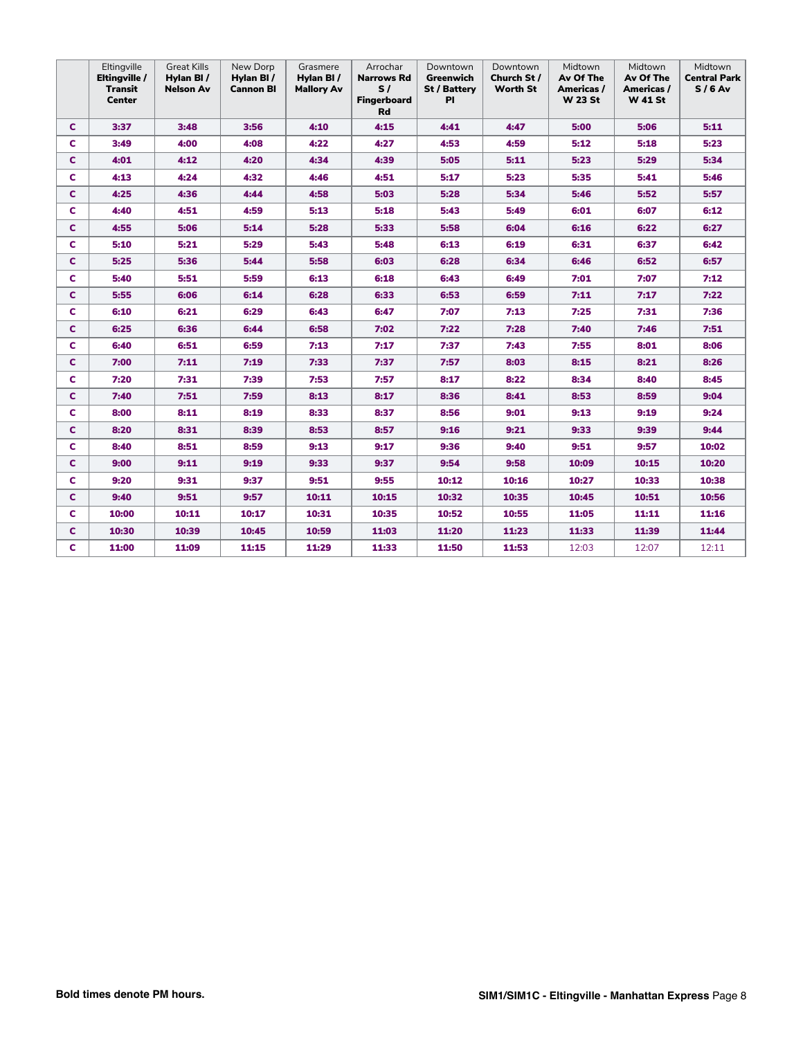| | Eltingville **Eltingville / Transit Center** | Great Kills **Hylan Bl / Nelson Av** | New Dorp **Hylan Bl / Cannon Bl** | Grasmere **Hylan Bl / Mallory Av** | Arrochar **Narrows Rd S / Fingerboard Rd** | Downtown **Greenwich St / Battery Pl** | Downtown **Church St / Worth St** | Midtown **Av Of The Americas / W 23 St** | Midtown **Av Of The Americas / W 41 St** | Midtown **Central Park S / 6 Av** |
|---|---|---|---|---|---|---|---|---|---|---|
| C | **3:37** | **3:48** | **3:56** | **4:10** | **4:15** | **4:41** | **4:47** | **5:00** | **5:06** | **5:11** |
| C | **3:49** | **4:00** | **4:08** | **4:22** | **4:27** | **4:53** | **4:59** | **5:12** | **5:18** | **5:23** |
| C | **4:01** | **4:12** | **4:20** | **4:34** | **4:39** | **5:05** | **5:11** | **5:23** | **5:29** | **5:34** |
| C | **4:13** | **4:24** | **4:32** | **4:46** | **4:51** | **5:17** | **5:23** | **5:35** | **5:41** | **5:46** |
| C | **4:25** | **4:36** | **4:44** | **4:58** | **5:03** | **5:28** | **5:34** | **5:46** | **5:52** | **5:57** |
| C | **4:40** | **4:51** | **4:59** | **5:13** | **5:18** | **5:43** | **5:49** | **6:01** | **6:07** | **6:12** |
| C | **4:55** | **5:06** | **5:14** | **5:28** | **5:33** | **5:58** | **6:04** | **6:16** | **6:22** | **6:27** |
| C | **5:10** | **5:21** | **5:29** | **5:43** | **5:48** | **6:13** | **6:19** | **6:31** | **6:37** | **6:42** |
| C | **5:25** | **5:36** | **5:44** | **5:58** | **6:03** | **6:28** | **6:34** | **6:46** | **6:52** | **6:57** |
| C | **5:40** | **5:51** | **5:59** | **6:13** | **6:18** | **6:43** | **6:49** | **7:01** | **7:07** | **7:12** |
| C | **5:55** | **6:06** | **6:14** | **6:28** | **6:33** | **6:53** | **6:59** | **7:11** | **7:17** | **7:22** |
| C | **6:10** | **6:21** | **6:29** | **6:43** | **6:47** | **7:07** | **7:13** | **7:25** | **7:31** | **7:36** |
| C | **6:25** | **6:36** | **6:44** | **6:58** | **7:02** | **7:22** | **7:28** | **7:40** | **7:46** | **7:51** |
| C | **6:40** | **6:51** | **6:59** | **7:13** | **7:17** | **7:37** | **7:43** | **7:55** | **8:01** | **8:06** |
| C | **7:00** | **7:11** | **7:19** | **7:33** | **7:37** | **7:57** | **8:03** | **8:15** | **8:21** | **8:26** |
| C | **7:20** | **7:31** | **7:39** | **7:53** | **7:57** | **8:17** | **8:22** | **8:34** | **8:40** | **8:45** |
| C | **7:40** | **7:51** | **7:59** | **8:13** | **8:17** | **8:36** | **8:41** | **8:53** | **8:59** | **9:04** |
| C | **8:00** | **8:11** | **8:19** | **8:33** | **8:37** | **8:56** | **9:01** | **9:13** | **9:19** | **9:24** |
| C | **8:20** | **8:31** | **8:39** | **8:53** | **8:57** | **9:16** | **9:21** | **9:33** | **9:39** | **9:44** |
| C | **8:40** | **8:51** | **8:59** | **9:13** | **9:17** | **9:36** | **9:40** | **9:51** | **9:57** | **10:02** |
| C | **9:00** | **9:11** | **9:19** | **9:33** | **9:37** | **9:54** | **9:58** | **10:09** | **10:15** | **10:20** |
| C | **9:20** | **9:31** | **9:37** | **9:51** | **9:55** | **10:12** | **10:16** | **10:27** | **10:33** | **10:38** |
| C | **9:40** | **9:51** | **9:57** | **10:11** | **10:15** | **10:32** | **10:35** | **10:45** | **10:51** | **10:56** |
| C | **10:00** | **10:11** | **10:17** | **10:31** | **10:35** | **10:52** | **10:55** | **11:05** | **11:11** | **11:16** |
| C | **10:30** | **10:39** | **10:45** | **10:59** | **11:03** | **11:20** | **11:23** | **11:33** | **11:39** | **11:44** |
| C | **11:00** | **11:09** | **11:15** | **11:29** | **11:33** | **11:50** | **11:53** | 12:03 | 12:07 | 12:11 |

**Bold times denote PM hours.**

**SIM1/SIM1C - Eltingville - Manhattan Express**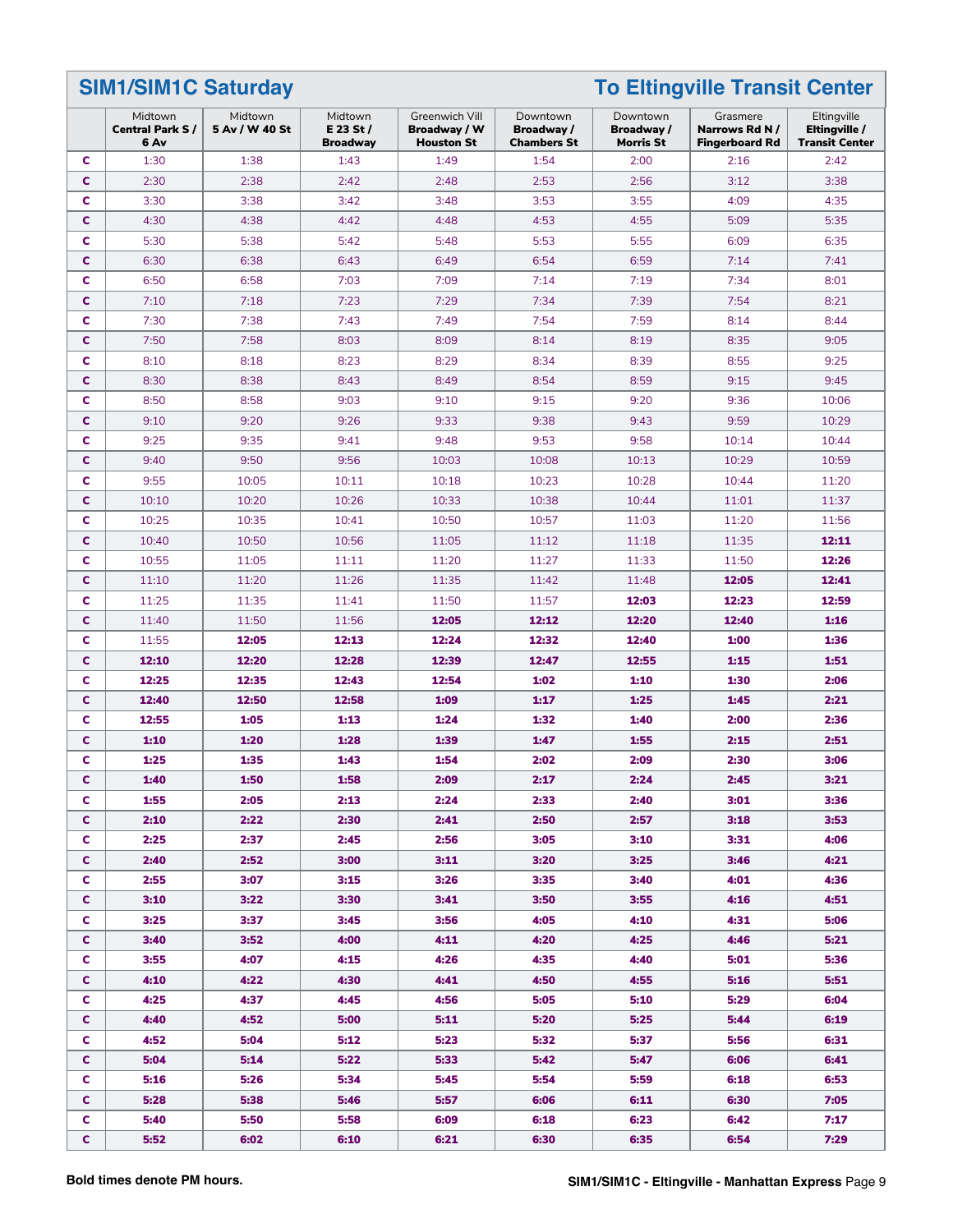## SIM1/SIM1C Saturday — To Eltingville Transit Center

| | Midtown **Central Park S / 6 Av** | Midtown **5 Av / W 40 St** | Midtown **E 23 St / Broadway** | Greenwich Vill **Broadway / W Houston St** | Downtown **Broadway / Chambers St** | Downtown **Broadway / Morris St** | Grasmere **Narrows Rd N / Fingerboard Rd** | Eltingville **Eltingville / Transit Center** |
|---|---|---|---|---|---|---|---|---|
| C | 1:30 | 1:38 | 1:43 | 1:49 | 1:54 | 2:00 | 2:16 | 2:42 |
| C | 2:30 | 2:38 | 2:42 | 2:48 | 2:53 | 2:56 | 3:12 | 3:38 |
| C | 3:30 | 3:38 | 3:42 | 3:48 | 3:53 | 3:55 | 4:09 | 4:35 |
| C | 4:30 | 4:38 | 4:42 | 4:48 | 4:53 | 4:55 | 5:09 | 5:35 |
| C | 5:30 | 5:38 | 5:42 | 5:48 | 5:53 | 5:55 | 6:09 | 6:35 |
| C | 6:30 | 6:38 | 6:43 | 6:49 | 6:54 | 6:59 | 7:14 | 7:41 |
| C | 6:50 | 6:58 | 7:03 | 7:09 | 7:14 | 7:19 | 7:34 | 8:01 |
| C | 7:10 | 7:18 | 7:23 | 7:29 | 7:34 | 7:39 | 7:54 | 8:21 |
| C | 7:30 | 7:38 | 7:43 | 7:49 | 7:54 | 7:59 | 8:14 | 8:44 |
| C | 7:50 | 7:58 | 8:03 | 8:09 | 8:14 | 8:19 | 8:35 | 9:05 |
| C | 8:10 | 8:18 | 8:23 | 8:29 | 8:34 | 8:39 | 8:55 | 9:25 |
| C | 8:30 | 8:38 | 8:43 | 8:49 | 8:54 | 8:59 | 9:15 | 9:45 |
| C | 8:50 | 8:58 | 9:03 | 9:10 | 9:15 | 9:20 | 9:36 | 10:06 |
| C | 9:10 | 9:20 | 9:26 | 9:33 | 9:38 | 9:43 | 9:59 | 10:29 |
| C | 9:25 | 9:35 | 9:41 | 9:48 | 9:53 | 9:58 | 10:14 | 10:44 |
| C | 9:40 | 9:50 | 9:56 | 10:03 | 10:08 | 10:13 | 10:29 | 10:59 |
| C | 9:55 | 10:05 | 10:11 | 10:18 | 10:23 | 10:28 | 10:44 | 11:20 |
| C | 10:10 | 10:20 | 10:26 | 10:33 | 10:38 | 10:44 | 11:01 | 11:37 |
| C | 10:25 | 10:35 | 10:41 | 10:50 | 10:57 | 11:03 | 11:20 | 11:56 |
| C | 10:40 | 10:50 | 10:56 | 11:05 | 11:12 | 11:18 | 11:35 | **12:11** |
| C | 10:55 | 11:05 | 11:11 | 11:20 | 11:27 | 11:33 | 11:50 | **12:26** |
| C | 11:10 | 11:20 | 11:26 | 11:35 | 11:42 | 11:48 | **12:05** | **12:41** |
| C | 11:25 | 11:35 | 11:41 | 11:50 | 11:57 | **12:03** | **12:23** | **12:59** |
| C | 11:40 | 11:50 | 11:56 | **12:05** | **12:12** | **12:20** | **12:40** | **1:16** |
| C | 11:55 | **12:05** | **12:13** | **12:24** | **12:32** | **12:40** | **1:00** | **1:36** |
| C | **12:10** | **12:20** | **12:28** | **12:39** | **12:47** | **12:55** | **1:15** | **1:51** |
| C | **12:25** | **12:35** | **12:43** | **12:54** | **1:02** | **1:10** | **1:30** | **2:06** |
| C | **12:40** | **12:50** | **12:58** | **1:09** | **1:17** | **1:25** | **1:45** | **2:21** |
| C | **12:55** | **1:05** | **1:13** | **1:24** | **1:32** | **1:40** | **2:00** | **2:36** |
| C | **1:10** | **1:20** | **1:28** | **1:39** | **1:47** | **1:55** | **2:15** | **2:51** |
| C | **1:25** | **1:35** | **1:43** | **1:54** | **2:02** | **2:09** | **2:30** | **3:06** |
| C | **1:40** | **1:50** | **1:58** | **2:09** | **2:17** | **2:24** | **2:45** | **3:21** |
| C | **1:55** | **2:05** | **2:13** | **2:24** | **2:33** | **2:40** | **3:01** | **3:36** |
| C | **2:10** | **2:22** | **2:30** | **2:41** | **2:50** | **2:57** | **3:18** | **3:53** |
| C | **2:25** | **2:37** | **2:45** | **2:56** | **3:05** | **3:10** | **3:31** | **4:06** |
| C | **2:40** | **2:52** | **3:00** | **3:11** | **3:20** | **3:25** | **3:46** | **4:21** |
| C | **2:55** | **3:07** | **3:15** | **3:26** | **3:35** | **3:40** | **4:01** | **4:36** |
| C | **3:10** | **3:22** | **3:30** | **3:41** | **3:50** | **3:55** | **4:16** | **4:51** |
| C | **3:25** | **3:37** | **3:45** | **3:56** | **4:05** | **4:10** | **4:31** | **5:06** |
| C | **3:40** | **3:52** | **4:00** | **4:11** | **4:20** | **4:25** | **4:46** | **5:21** |
| C | **3:55** | **4:07** | **4:15** | **4:26** | **4:35** | **4:40** | **5:01** | **5:36** |
| C | **4:10** | **4:22** | **4:30** | **4:41** | **4:50** | **4:55** | **5:16** | **5:51** |
| C | **4:25** | **4:37** | **4:45** | **4:56** | **5:05** | **5:10** | **5:29** | **6:04** |
| C | **4:40** | **4:52** | **5:00** | **5:11** | **5:20** | **5:25** | **5:44** | **6:19** |
| C | **4:52** | **5:04** | **5:12** | **5:23** | **5:32** | **5:37** | **5:56** | **6:31** |
| C | **5:04** | **5:14** | **5:22** | **5:33** | **5:42** | **5:47** | **6:06** | **6:41** |
| C | **5:16** | **5:26** | **5:34** | **5:45** | **5:54** | **5:59** | **6:18** | **6:53** |
| C | **5:28** | **5:38** | **5:46** | **5:57** | **6:06** | **6:11** | **6:30** | **7:05** |
| C | **5:40** | **5:50** | **5:58** | **6:09** | **6:18** | **6:23** | **6:42** | **7:17** |
| C | **5:52** | **6:02** | **6:10** | **6:21** | **6:30** | **6:35** | **6:54** | **7:29** |

**Bold times denote PM hours.**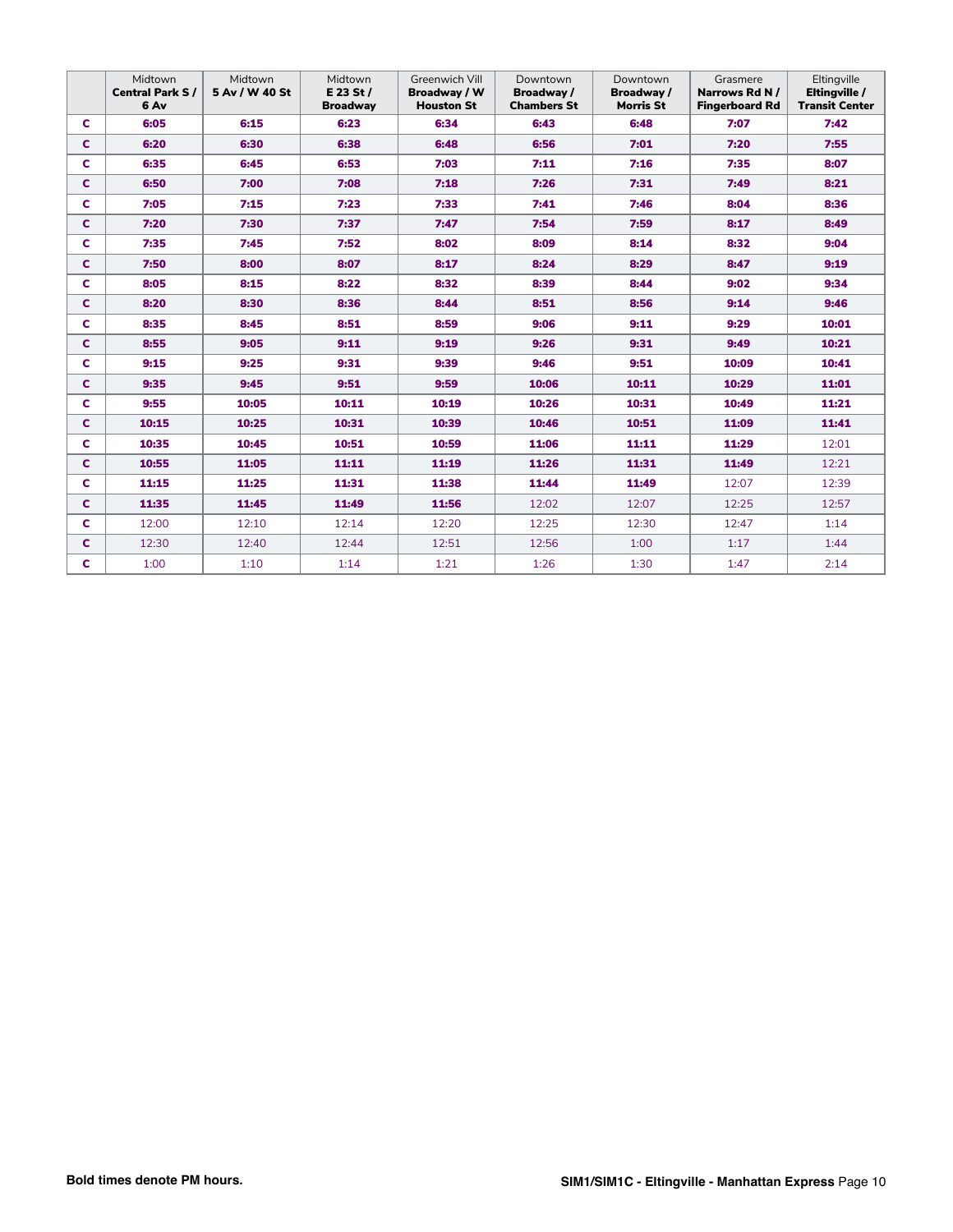| | Midtown **Central Park S / 6 Av** | Midtown **5 Av / W 40 St** | Midtown **E 23 St / Broadway** | Greenwich Vill **Broadway / W Houston St** | Downtown **Broadway / Chambers St** | Downtown **Broadway / Morris St** | Grasmere **Narrows Rd N / Fingerboard Rd** | Eltingville **Eltingville / Transit Center** |
|---|---|---|---|---|---|---|---|---|
| C | **6:05** | **6:15** | **6:23** | **6:34** | **6:43** | **6:48** | **7:07** | **7:42** |
| C | **6:20** | **6:30** | **6:38** | **6:48** | **6:56** | **7:01** | **7:20** | **7:55** |
| C | **6:35** | **6:45** | **6:53** | **7:03** | **7:11** | **7:16** | **7:35** | **8:07** |
| C | **6:50** | **7:00** | **7:08** | **7:18** | **7:26** | **7:31** | **7:49** | **8:21** |
| C | **7:05** | **7:15** | **7:23** | **7:33** | **7:41** | **7:46** | **8:04** | **8:36** |
| C | **7:20** | **7:30** | **7:37** | **7:47** | **7:54** | **7:59** | **8:17** | **8:49** |
| C | **7:35** | **7:45** | **7:52** | **8:02** | **8:09** | **8:14** | **8:32** | **9:04** |
| C | **7:50** | **8:00** | **8:07** | **8:17** | **8:24** | **8:29** | **8:47** | **9:19** |
| C | **8:05** | **8:15** | **8:22** | **8:32** | **8:39** | **8:44** | **9:02** | **9:34** |
| C | **8:20** | **8:30** | **8:36** | **8:44** | **8:51** | **8:56** | **9:14** | **9:46** |
| C | **8:35** | **8:45** | **8:51** | **8:59** | **9:06** | **9:11** | **9:29** | **10:01** |
| C | **8:55** | **9:05** | **9:11** | **9:19** | **9:26** | **9:31** | **9:49** | **10:21** |
| C | **9:15** | **9:25** | **9:31** | **9:39** | **9:46** | **9:51** | **10:09** | **10:41** |
| C | **9:35** | **9:45** | **9:51** | **9:59** | **10:06** | **10:11** | **10:29** | **11:01** |
| C | **9:55** | **10:05** | **10:11** | **10:19** | **10:26** | **10:31** | **10:49** | **11:21** |
| C | **10:15** | **10:25** | **10:31** | **10:39** | **10:46** | **10:51** | **11:09** | **11:41** |
| C | **10:35** | **10:45** | **10:51** | **10:59** | **11:06** | **11:11** | **11:29** | 12:01 |
| C | **10:55** | **11:05** | **11:11** | **11:19** | **11:26** | **11:31** | **11:49** | 12:21 |
| C | **11:15** | **11:25** | **11:31** | **11:38** | **11:44** | **11:49** | 12:07 | 12:39 |
| C | **11:35** | **11:45** | **11:49** | **11:56** | 12:02 | 12:07 | 12:25 | 12:57 |
| C | 12:00 | 12:10 | 12:14 | 12:20 | 12:25 | 12:30 | 12:47 | 1:14 |
| C | 12:30 | 12:40 | 12:44 | 12:51 | 12:56 | 1:00 | 1:17 | 1:44 |
| C | 1:00 | 1:10 | 1:14 | 1:21 | 1:26 | 1:30 | 1:47 | 2:14 |

**Bold times denote PM hours.**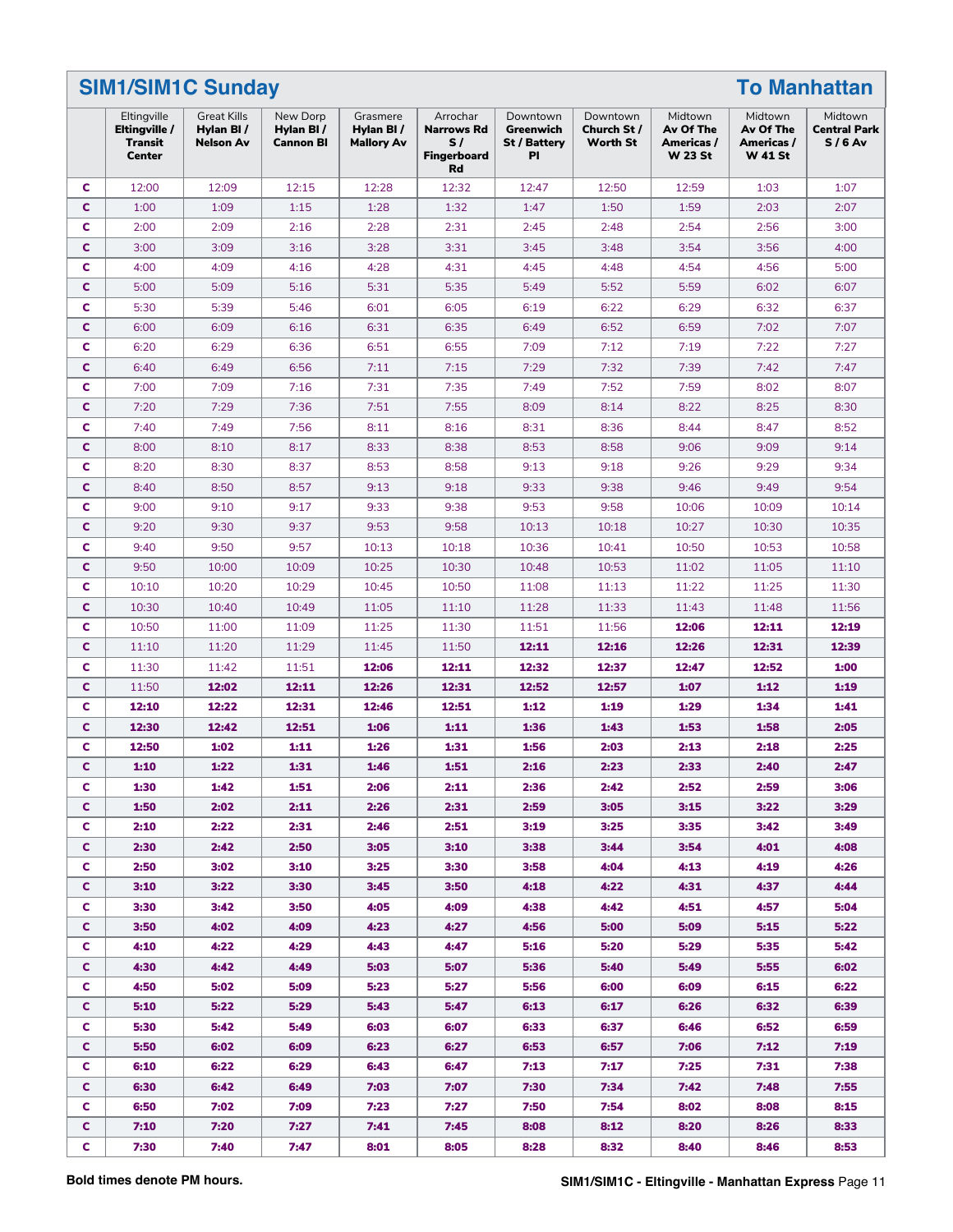## SIM1/SIM1C Sunday — To Manhattan

| | Eltingville **Eltingville / Transit Center** | Great Kills **Hylan Bl / Nelson Av** | New Dorp **Hylan Bl / Cannon Bl** | Grasmere **Hylan Bl / Mallory Av** | Arrochar **Narrows Rd S / Fingerboard Rd** | Downtown **Greenwich St / Battery Pl** | Downtown **Church St / Worth St** | Midtown **Av Of The Americas / W 23 St** | Midtown **Av Of The Americas / W 41 St** | Midtown **Central Park S / 6 Av** |
|---|---|---|---|---|---|---|---|---|---|---|
| C | 12:00 | 12:09 | 12:15 | 12:28 | 12:32 | 12:47 | 12:50 | 12:59 | 1:03 | 1:07 |
| C | 1:00 | 1:09 | 1:15 | 1:28 | 1:32 | 1:47 | 1:50 | 1:59 | 2:03 | 2:07 |
| C | 2:00 | 2:09 | 2:16 | 2:28 | 2:31 | 2:45 | 2:48 | 2:54 | 2:56 | 3:00 |
| C | 3:00 | 3:09 | 3:16 | 3:28 | 3:31 | 3:45 | 3:48 | 3:54 | 3:56 | 4:00 |
| C | 4:00 | 4:09 | 4:16 | 4:28 | 4:31 | 4:45 | 4:48 | 4:54 | 4:56 | 5:00 |
| C | 5:00 | 5:09 | 5:16 | 5:31 | 5:35 | 5:49 | 5:52 | 5:59 | 6:02 | 6:07 |
| C | 5:30 | 5:39 | 5:46 | 6:01 | 6:05 | 6:19 | 6:22 | 6:29 | 6:32 | 6:37 |
| C | 6:00 | 6:09 | 6:16 | 6:31 | 6:35 | 6:49 | 6:52 | 6:59 | 7:02 | 7:07 |
| C | 6:20 | 6:29 | 6:36 | 6:51 | 6:55 | 7:09 | 7:12 | 7:19 | 7:22 | 7:27 |
| C | 6:40 | 6:49 | 6:56 | 7:11 | 7:15 | 7:29 | 7:32 | 7:39 | 7:42 | 7:47 |
| C | 7:00 | 7:09 | 7:16 | 7:31 | 7:35 | 7:49 | 7:52 | 7:59 | 8:02 | 8:07 |
| C | 7:20 | 7:29 | 7:36 | 7:51 | 7:55 | 8:09 | 8:14 | 8:22 | 8:25 | 8:30 |
| C | 7:40 | 7:49 | 7:56 | 8:11 | 8:16 | 8:31 | 8:36 | 8:44 | 8:47 | 8:52 |
| C | 8:00 | 8:10 | 8:17 | 8:33 | 8:38 | 8:53 | 8:58 | 9:06 | 9:09 | 9:14 |
| C | 8:20 | 8:30 | 8:37 | 8:53 | 8:58 | 9:13 | 9:18 | 9:26 | 9:29 | 9:34 |
| C | 8:40 | 8:50 | 8:57 | 9:13 | 9:18 | 9:33 | 9:38 | 9:46 | 9:49 | 9:54 |
| C | 9:00 | 9:10 | 9:17 | 9:33 | 9:38 | 9:53 | 9:58 | 10:06 | 10:09 | 10:14 |
| C | 9:20 | 9:30 | 9:37 | 9:53 | 9:58 | 10:13 | 10:18 | 10:27 | 10:30 | 10:35 |
| C | 9:40 | 9:50 | 9:57 | 10:13 | 10:18 | 10:36 | 10:41 | 10:50 | 10:53 | 10:58 |
| C | 9:50 | 10:00 | 10:09 | 10:25 | 10:30 | 10:48 | 10:53 | 11:02 | 11:05 | 11:10 |
| C | 10:10 | 10:20 | 10:29 | 10:45 | 10:50 | 11:08 | 11:13 | 11:22 | 11:25 | 11:30 |
| C | 10:30 | 10:40 | 10:49 | 11:05 | 11:10 | 11:28 | 11:33 | 11:43 | 11:48 | 11:56 |
| C | 10:50 | 11:00 | 11:09 | 11:25 | 11:30 | 11:51 | 11:56 | **12:06** | **12:11** | **12:19** |
| C | 11:10 | 11:20 | 11:29 | 11:45 | 11:50 | **12:11** | **12:16** | **12:26** | **12:31** | **12:39** |
| C | 11:30 | 11:42 | 11:51 | **12:06** | **12:11** | **12:32** | **12:37** | **12:47** | **12:52** | **1:00** |
| C | 11:50 | **12:02** | **12:11** | **12:26** | **12:31** | **12:52** | **12:57** | **1:07** | **1:12** | **1:19** |
| C | **12:10** | **12:22** | **12:31** | **12:46** | **12:51** | **1:12** | **1:19** | **1:29** | **1:34** | **1:41** |
| C | **12:30** | **12:42** | **12:51** | **1:06** | **1:11** | **1:36** | **1:43** | **1:53** | **1:58** | **2:05** |
| C | **12:50** | **1:02** | **1:11** | **1:26** | **1:31** | **1:56** | **2:03** | **2:13** | **2:18** | **2:25** |
| C | **1:10** | **1:22** | **1:31** | **1:46** | **1:51** | **2:16** | **2:23** | **2:33** | **2:40** | **2:47** |
| C | **1:30** | **1:42** | **1:51** | **2:06** | **2:11** | **2:36** | **2:42** | **2:52** | **2:59** | **3:06** |
| C | **1:50** | **2:02** | **2:11** | **2:26** | **2:31** | **2:59** | **3:05** | **3:15** | **3:22** | **3:29** |
| C | **2:10** | **2:22** | **2:31** | **2:46** | **2:51** | **3:19** | **3:25** | **3:35** | **3:42** | **3:49** |
| C | **2:30** | **2:42** | **2:50** | **3:05** | **3:10** | **3:38** | **3:44** | **3:54** | **4:01** | **4:08** |
| C | **2:50** | **3:02** | **3:10** | **3:25** | **3:30** | **3:58** | **4:04** | **4:13** | **4:19** | **4:26** |
| C | **3:10** | **3:22** | **3:30** | **3:45** | **3:50** | **4:18** | **4:22** | **4:31** | **4:37** | **4:44** |
| C | **3:30** | **3:42** | **3:50** | **4:05** | **4:09** | **4:38** | **4:42** | **4:51** | **4:57** | **5:04** |
| C | **3:50** | **4:02** | **4:09** | **4:23** | **4:27** | **4:56** | **5:00** | **5:09** | **5:15** | **5:22** |
| C | **4:10** | **4:22** | **4:29** | **4:43** | **4:47** | **5:16** | **5:20** | **5:29** | **5:35** | **5:42** |
| C | **4:30** | **4:42** | **4:49** | **5:03** | **5:07** | **5:36** | **5:40** | **5:49** | **5:55** | **6:02** |
| C | **4:50** | **5:02** | **5:09** | **5:23** | **5:27** | **5:56** | **6:00** | **6:09** | **6:15** | **6:22** |
| C | **5:10** | **5:22** | **5:29** | **5:43** | **5:47** | **6:13** | **6:17** | **6:26** | **6:32** | **6:39** |
| C | **5:30** | **5:42** | **5:49** | **6:03** | **6:07** | **6:33** | **6:37** | **6:46** | **6:52** | **6:59** |
| C | **5:50** | **6:02** | **6:09** | **6:23** | **6:27** | **6:53** | **6:57** | **7:06** | **7:12** | **7:19** |
| C | **6:10** | **6:22** | **6:29** | **6:43** | **6:47** | **7:13** | **7:17** | **7:25** | **7:31** | **7:38** |
| C | **6:30** | **6:42** | **6:49** | **7:03** | **7:07** | **7:30** | **7:34** | **7:42** | **7:48** | **7:55** |
| C | **6:50** | **7:02** | **7:09** | **7:23** | **7:27** | **7:50** | **7:54** | **8:02** | **8:08** | **8:15** |
| C | **7:10** | **7:20** | **7:27** | **7:41** | **7:45** | **8:08** | **8:12** | **8:20** | **8:26** | **8:33** |
| C | **7:30** | **7:40** | **7:47** | **8:01** | **8:05** | **8:28** | **8:32** | **8:40** | **8:46** | **8:53** |

**Bold times denote PM hours.**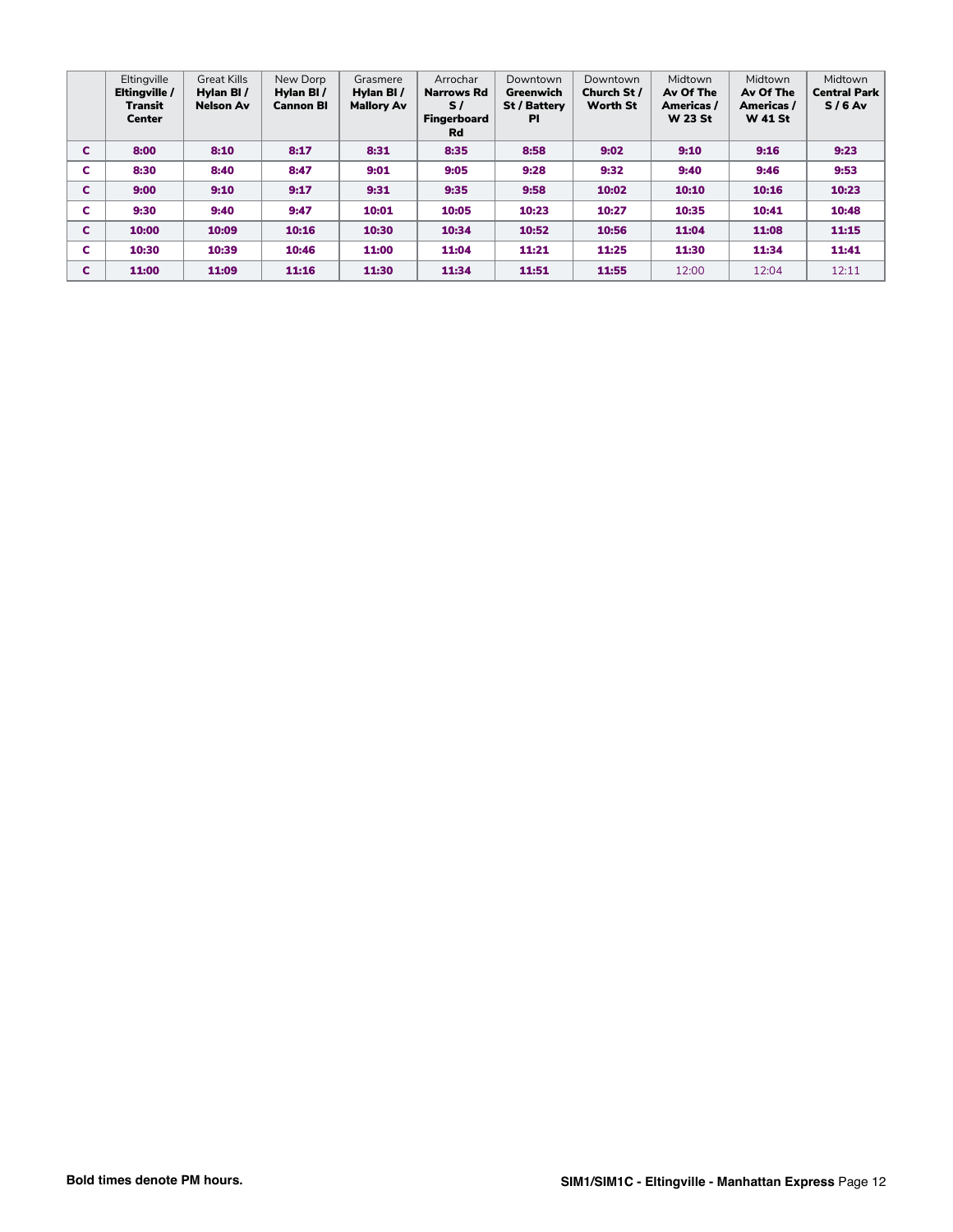| | Eltingville **Eltingville / Transit Center** | Great Kills **Hylan Bl / Nelson Av** | New Dorp **Hylan Bl / Cannon Bl** | Grasmere **Hylan Bl / Mallory Av** | Arrochar **Narrows Rd S / Fingerboard Rd** | Downtown **Greenwich St / Battery Pl** | Downtown **Church St / Worth St** | Midtown **Av Of The Americas / W 23 St** | Midtown **Av Of The Americas / W 41 St** | Midtown **Central Park S / 6 Av** |
|---|---|---|---|---|---|---|---|---|---|---|
| **C** | **8:00** | **8:10** | **8:17** | **8:31** | **8:35** | **8:58** | **9:02** | **9:10** | **9:16** | **9:23** |
| **C** | **8:30** | **8:40** | **8:47** | **9:01** | **9:05** | **9:28** | **9:32** | **9:40** | **9:46** | **9:53** |
| **C** | **9:00** | **9:10** | **9:17** | **9:31** | **9:35** | **9:58** | **10:02** | **10:10** | **10:16** | **10:23** |
| **C** | **9:30** | **9:40** | **9:47** | **10:01** | **10:05** | **10:23** | **10:27** | **10:35** | **10:41** | **10:48** |
| **C** | **10:00** | **10:09** | **10:16** | **10:30** | **10:34** | **10:52** | **10:56** | **11:04** | **11:08** | **11:15** |
| **C** | **10:30** | **10:39** | **10:46** | **11:00** | **11:04** | **11:21** | **11:25** | **11:30** | **11:34** | **11:41** |
| **C** | **11:00** | **11:09** | **11:16** | **11:30** | **11:34** | **11:51** | **11:55** | 12:00 | 12:04 | 12:11 |

**Bold times denote PM hours.**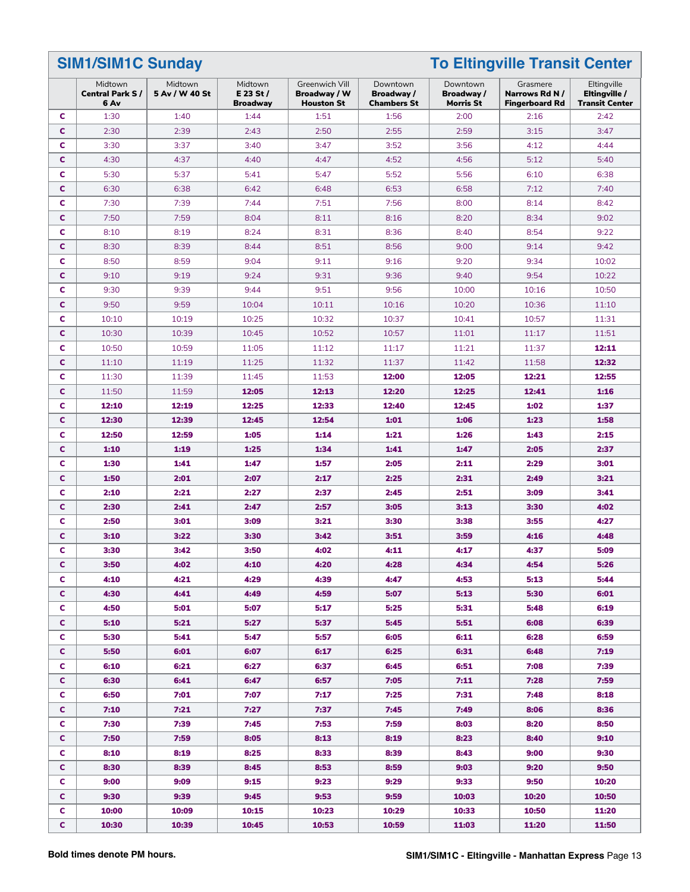## SIM1/SIM1C Sunday — To Eltingville Transit Center

| | Midtown Central Park S / 6 Av | Midtown 5 Av / W 40 St | Midtown E 23 St / Broadway | Greenwich Vill Broadway / W Houston St | Downtown Broadway / Chambers St | Downtown Broadway / Morris St | Grasmere Narrows Rd N / Fingerboard Rd | Eltingville Eltingville / Transit Center |
|---|---|---|---|---|---|---|---|---|
| C | 1:30 | 1:40 | 1:44 | 1:51 | 1:56 | 2:00 | 2:16 | 2:42 |
| C | 2:30 | 2:39 | 2:43 | 2:50 | 2:55 | 2:59 | 3:15 | 3:47 |
| C | 3:30 | 3:37 | 3:40 | 3:47 | 3:52 | 3:56 | 4:12 | 4:44 |
| C | 4:30 | 4:37 | 4:40 | 4:47 | 4:52 | 4:56 | 5:12 | 5:40 |
| C | 5:30 | 5:37 | 5:41 | 5:47 | 5:52 | 5:56 | 6:10 | 6:38 |
| C | 6:30 | 6:38 | 6:42 | 6:48 | 6:53 | 6:58 | 7:12 | 7:40 |
| C | 7:30 | 7:39 | 7:44 | 7:51 | 7:56 | 8:00 | 8:14 | 8:42 |
| C | 7:50 | 7:59 | 8:04 | 8:11 | 8:16 | 8:20 | 8:34 | 9:02 |
| C | 8:10 | 8:19 | 8:24 | 8:31 | 8:36 | 8:40 | 8:54 | 9:22 |
| C | 8:30 | 8:39 | 8:44 | 8:51 | 8:56 | 9:00 | 9:14 | 9:42 |
| C | 8:50 | 8:59 | 9:04 | 9:11 | 9:16 | 9:20 | 9:34 | 10:02 |
| C | 9:10 | 9:19 | 9:24 | 9:31 | 9:36 | 9:40 | 9:54 | 10:22 |
| C | 9:30 | 9:39 | 9:44 | 9:51 | 9:56 | 10:00 | 10:16 | 10:50 |
| C | 9:50 | 9:59 | 10:04 | 10:11 | 10:16 | 10:20 | 10:36 | 11:10 |
| C | 10:10 | 10:19 | 10:25 | 10:32 | 10:37 | 10:41 | 10:57 | 11:31 |
| C | 10:30 | 10:39 | 10:45 | 10:52 | 10:57 | 11:01 | 11:17 | 11:51 |
| C | 10:50 | 10:59 | 11:05 | 11:12 | 11:17 | 11:21 | 11:37 | **12:11** |
| C | 11:10 | 11:19 | 11:25 | 11:32 | 11:37 | 11:42 | 11:58 | **12:32** |
| C | 11:30 | 11:39 | 11:45 | 11:53 | **12:00** | **12:05** | **12:21** | **12:55** |
| C | 11:50 | 11:59 | **12:05** | **12:13** | **12:20** | **12:25** | **12:41** | **1:16** |
| C | **12:10** | **12:19** | **12:25** | **12:33** | **12:40** | **12:45** | **1:02** | **1:37** |
| C | **12:30** | **12:39** | **12:45** | **12:54** | **1:01** | **1:06** | **1:23** | **1:58** |
| C | **12:50** | **12:59** | **1:05** | **1:14** | **1:21** | **1:26** | **1:43** | **2:15** |
| C | **1:10** | **1:19** | **1:25** | **1:34** | **1:41** | **1:47** | **2:05** | **2:37** |
| C | **1:30** | **1:41** | **1:47** | **1:57** | **2:05** | **2:11** | **2:29** | **3:01** |
| C | **1:50** | **2:01** | **2:07** | **2:17** | **2:25** | **2:31** | **2:49** | **3:21** |
| C | **2:10** | **2:21** | **2:27** | **2:37** | **2:45** | **2:51** | **3:09** | **3:41** |
| C | **2:30** | **2:41** | **2:47** | **2:57** | **3:05** | **3:13** | **3:30** | **4:02** |
| C | **2:50** | **3:01** | **3:09** | **3:21** | **3:30** | **3:38** | **3:55** | **4:27** |
| C | **3:10** | **3:22** | **3:30** | **3:42** | **3:51** | **3:59** | **4:16** | **4:48** |
| C | **3:30** | **3:42** | **3:50** | **4:02** | **4:11** | **4:17** | **4:37** | **5:09** |
| C | **3:50** | **4:02** | **4:10** | **4:20** | **4:28** | **4:34** | **4:54** | **5:26** |
| C | **4:10** | **4:21** | **4:29** | **4:39** | **4:47** | **4:53** | **5:13** | **5:44** |
| C | **4:30** | **4:41** | **4:49** | **4:59** | **5:07** | **5:13** | **5:30** | **6:01** |
| C | **4:50** | **5:01** | **5:07** | **5:17** | **5:25** | **5:31** | **5:48** | **6:19** |
| C | **5:10** | **5:21** | **5:27** | **5:37** | **5:45** | **5:51** | **6:08** | **6:39** |
| C | **5:30** | **5:41** | **5:47** | **5:57** | **6:05** | **6:11** | **6:28** | **6:59** |
| C | **5:50** | **6:01** | **6:07** | **6:17** | **6:25** | **6:31** | **6:48** | **7:19** |
| C | **6:10** | **6:21** | **6:27** | **6:37** | **6:45** | **6:51** | **7:08** | **7:39** |
| C | **6:30** | **6:41** | **6:47** | **6:57** | **7:05** | **7:11** | **7:28** | **7:59** |
| C | **6:50** | **7:01** | **7:07** | **7:17** | **7:25** | **7:31** | **7:48** | **8:18** |
| C | **7:10** | **7:21** | **7:27** | **7:37** | **7:45** | **7:49** | **8:06** | **8:36** |
| C | **7:30** | **7:39** | **7:45** | **7:53** | **7:59** | **8:03** | **8:20** | **8:50** |
| C | **7:50** | **7:59** | **8:05** | **8:13** | **8:19** | **8:23** | **8:40** | **9:10** |
| C | **8:10** | **8:19** | **8:25** | **8:33** | **8:39** | **8:43** | **9:00** | **9:30** |
| C | **8:30** | **8:39** | **8:45** | **8:53** | **8:59** | **9:03** | **9:20** | **9:50** |
| C | **9:00** | **9:09** | **9:15** | **9:23** | **9:29** | **9:33** | **9:50** | **10:20** |
| C | **9:30** | **9:39** | **9:45** | **9:53** | **9:59** | **10:03** | **10:20** | **10:50** |
| C | **10:00** | **10:09** | **10:15** | **10:23** | **10:29** | **10:33** | **10:50** | **11:20** |
| C | **10:30** | **10:39** | **10:45** | **10:53** | **10:59** | **11:03** | **11:20** | **11:50** |

**Bold times denote PM hours.**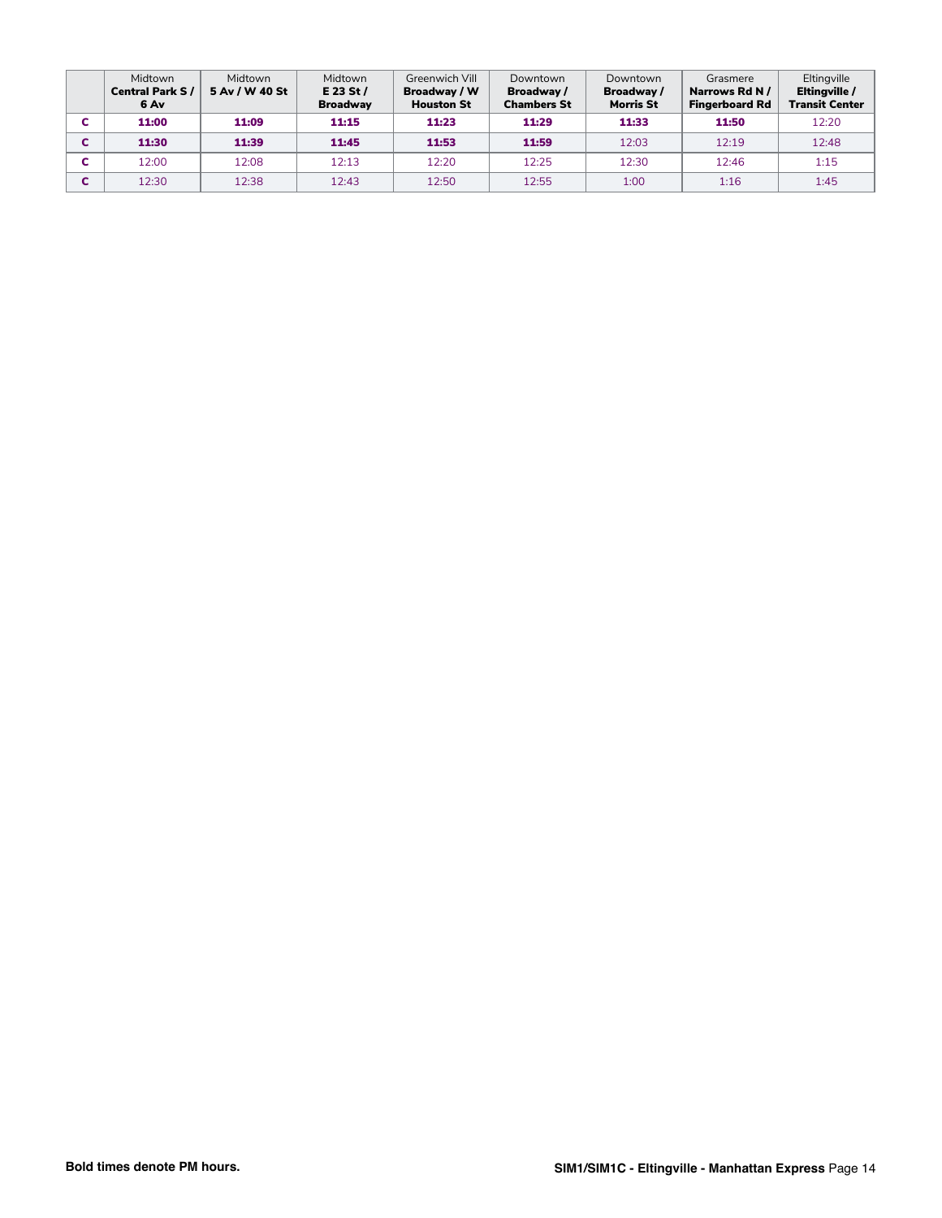| | Midtown **Central Park S / 6 Av** | Midtown **5 Av / W 40 St** | Midtown **E 23 St / Broadway** | Greenwich Vill **Broadway / W Houston St** | Downtown **Broadway / Chambers St** | Downtown **Broadway / Morris St** | Grasmere **Narrows Rd N / Fingerboard Rd** | Eltingville **Eltingville / Transit Center** |
|---|---|---|---|---|---|---|---|---|
| **C** | **11:00** | **11:09** | **11:15** | **11:23** | **11:29** | **11:33** | **11:50** | 12:20 |
| **C** | **11:30** | **11:39** | **11:45** | **11:53** | **11:59** | 12:03 | 12:19 | 12:48 |
| **C** | 12:00 | 12:08 | 12:13 | 12:20 | 12:25 | 12:30 | 12:46 | 1:15 |
| **C** | 12:30 | 12:38 | 12:43 | 12:50 | 12:55 | 1:00 | 1:16 | 1:45 |

**Bold times denote PM hours.**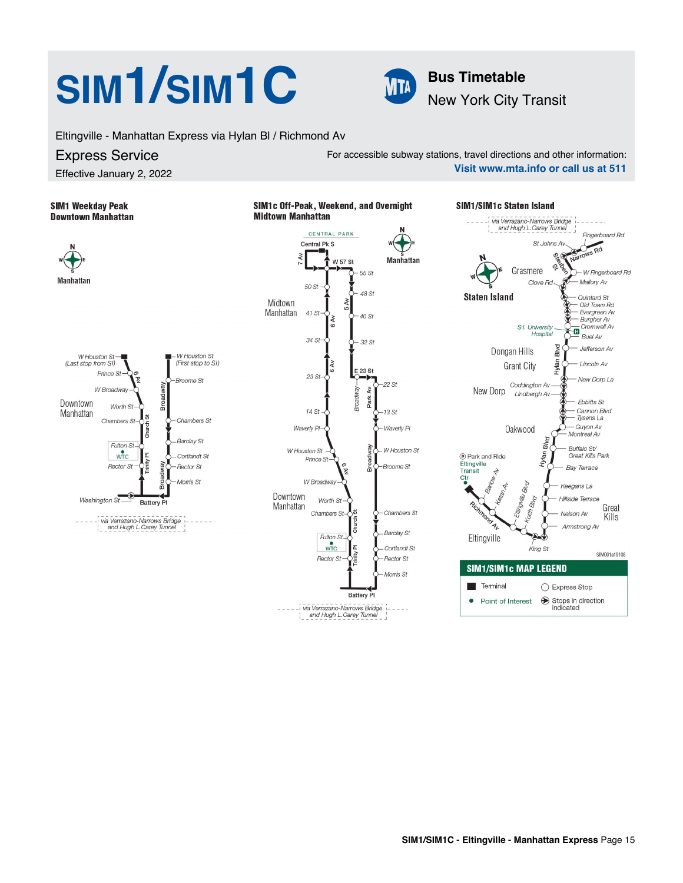# SIM1/SIM1C

**Bus Timetable**
New York City Transit

Eltingville - Manhattan Express via Hylan Bl / Richmond Av

## Express Service

Effective January 2, 2022

For accessible subway stations, travel directions and other information:
**Visit www.mta.info or call us at 511**

### SIM1 Weekday Peak Downtown Manhattan

Manhattan — Downtown Manhattan

- W Houston St (Last stop from SI)
- Prince St
- W Broadway
- Worth St
- Chambers St
- Fulton St / WTC
- Rector St
- Washington St
- Battery Pl
- W Houston St (First stop to SI)
- Broome St
- Chambers St
- Barclay St
- Cortlandt St
- Rector St
- Morris St

Streets: 6 Av, Church St, Trinity Pl, Broadway

via Verrazano-Narrows Bridge and Hugh L Carey Tunnel

### SIM1c Off-Peak, Weekend, and Overnight Midtown Manhattan

Manhattan — Central Park, Midtown Manhattan, Downtown Manhattan

- Central Pk S
- W 57 St
- 55 St
- 50 St
- 48 St
- 41 St
- 40 St
- 34 St
- 32 St
- 23 St
- E 23 St
- 22 St
- 14 St
- 13 St
- Waverly Pl
- W Houston St
- Prince St
- W Broadway
- Broome St
- Worth St
- Chambers St
- Fulton St / WTC
- Barclay St
- Cortlandt St
- Rector St
- Morris St
- Battery Pl

Streets: 7 Av, 6 Av, 5 Av, Broadway, Park Av, Church St, Trinity Pl

via Verrazano-Narrows Bridge and Hugh L Carey Tunnel

### SIM1/SIM1c Staten Island

via Verrazano-Narrows Bridge and Hugh L Carey Tunnel

Staten Island — Grasmere, Dongan Hills, Grant City, New Dorp, Oakwood, Great Kills, Eltingville

- Fingerboard Rd
- St Johns Av
- Narrows Rd
- W Fingerboard Rd
- Mallory Av
- Clove Rd
- Quintard St
- Old Town Rd
- Evergreen Av
- Burgher Av
- Cromwell Av
- S.I. University Hospital
- Buel Av
- Jefferson Av
- Lincoln Av
- New Dorp La
- Coddington Av
- Lindbergh Av
- Ebbitts St
- Cannon Blvd
- Tysens La
- Guyon Av
- Montreal Av
- Buffalo St/ Great Kills Park
- Bay Terrace
- Keegans La
- Hillside Terrace
- Nelson Av
- Armstrong Av
- King St
- Park and Ride Eltingville Transit Ctr

Streets: Steuben St, Hylan Blvd, Barlow Av, Katan Av, Richmond Av, Eltingville Blvd, Koch Blvd

SIM001a19108

### SIM1/SIM1c MAP LEGEND

- Terminal
- Express Stop
- Point of Interest
- Stops in direction indicated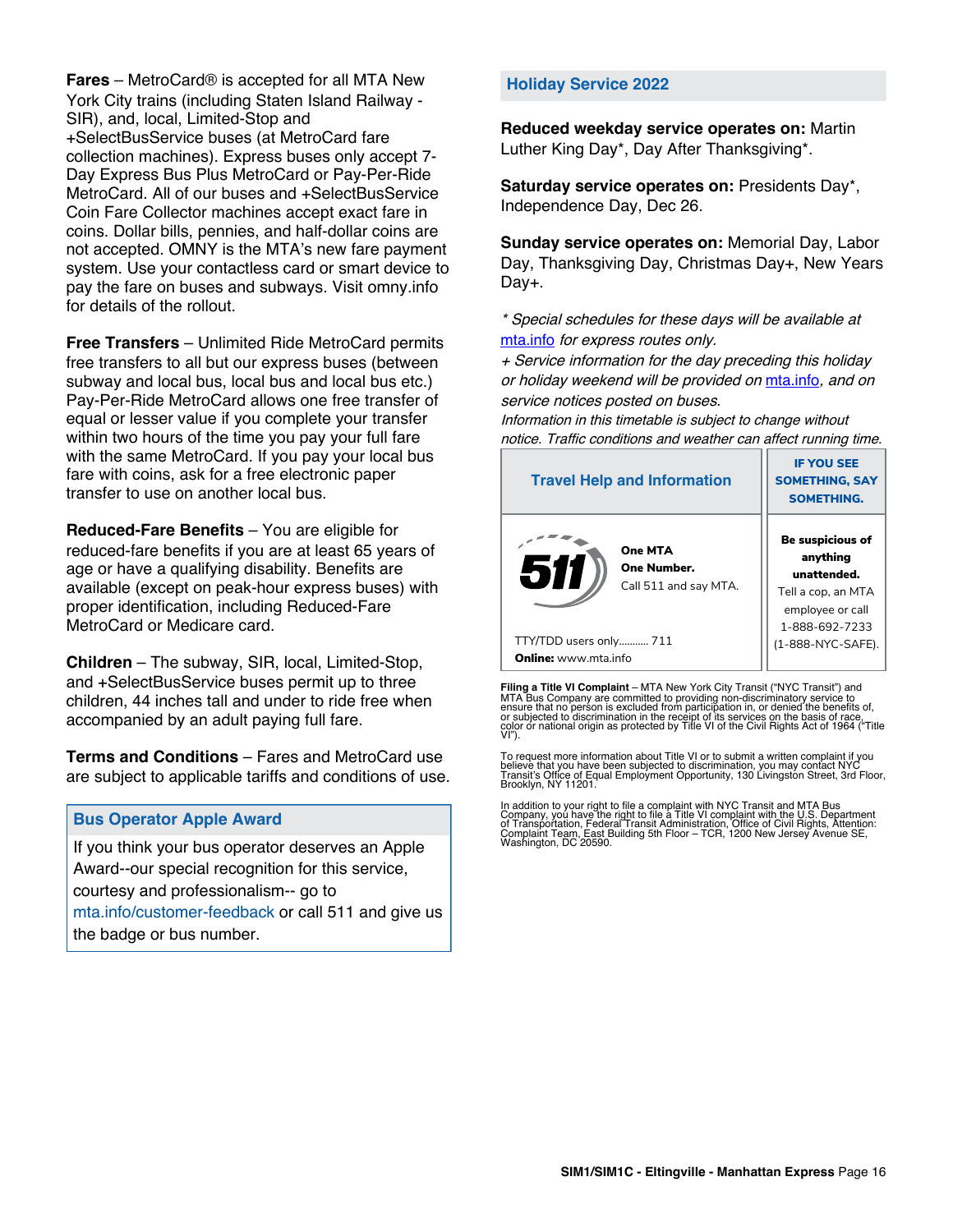**Fares** – MetroCard® is accepted for all MTA New York City trains (including Staten Island Railway - SIR), and, local, Limited-Stop and +SelectBusService buses (at MetroCard fare collection machines). Express buses only accept 7-Day Express Bus Plus MetroCard or Pay-Per-Ride MetroCard. All of our buses and +SelectBusService Coin Fare Collector machines accept exact fare in coins. Dollar bills, pennies, and half-dollar coins are not accepted. OMNY is the MTA's new fare payment system. Use your contactless card or smart device to pay the fare on buses and subways. Visit omny.info for details of the rollout.

**Free Transfers** – Unlimited Ride MetroCard permits free transfers to all but our express buses (between subway and local bus, local bus and local bus etc.) Pay-Per-Ride MetroCard allows one free transfer of equal or lesser value if you complete your transfer within two hours of the time you pay your full fare with the same MetroCard. If you pay your local bus fare with coins, ask for a free electronic paper transfer to use on another local bus.

**Reduced-Fare Benefits** – You are eligible for reduced-fare benefits if you are at least 65 years of age or have a qualifying disability. Benefits are available (except on peak-hour express buses) with proper identification, including Reduced-Fare MetroCard or Medicare card.

**Children** – The subway, SIR, local, Limited-Stop, and +SelectBusService buses permit up to three children, 44 inches tall and under to ride free when accompanied by an adult paying full fare.

**Terms and Conditions** – Fares and MetroCard use are subject to applicable tariffs and conditions of use.

## Bus Operator Apple Award

If you think your bus operator deserves an Apple Award--our special recognition for this service, courtesy and professionalism-- go to mta.info/customer-feedback or call 511 and give us the badge or bus number.

## Holiday Service 2022

**Reduced weekday service operates on:** Martin Luther King Day*, Day After Thanksgiving*.

**Saturday service operates on:** Presidents Day*, Independence Day, Dec 26.

**Sunday service operates on:** Memorial Day, Labor Day, Thanksgiving Day, Christmas Day+, New Years Day+.

*\* Special schedules for these days will be available at mta.info for express routes only.*

*+ Service information for the day preceding this holiday or holiday weekend will be provided on mta.info, and on service notices posted on buses.*

*Information in this timetable is subject to change without notice. Traffic conditions and weather can affect running time.*

## Travel Help and Information

511

**One MTA**
**One Number.**
Call 511 and say MTA.

TTY/TDD users only........... 711
**Online:** www.mta.info

## IF YOU SEE SOMETHING, SAY SOMETHING.

**Be suspicious of anything unattended.**
Tell a cop, an MTA employee or call 1-888-692-7233 (1-888-NYC-SAFE).

**Filing a Title VI Complaint** – MTA New York City Transit ("NYC Transit") and MTA Bus Company are committed to providing non-discriminatory service to ensure that no person is excluded from participation in, or denied the benefits of, or subjected to discrimination in the receipt of its services on the basis of race, color or national origin as protected by Title VI of the Civil Rights Act of 1964 ("Title VI").

To request more information about Title VI or to submit a written complaint if you believe that you have been subjected to discrimination, you may contact NYC Transit's Office of Equal Employment Opportunity, 130 Livingston Street, 3rd Floor, Brooklyn, NY 11201.

In addition to your right to file a complaint with NYC Transit and MTA Bus Company, you have the right to file a Title VI complaint with the U.S. Department of Transportation, Federal Transit Administration, Office of Civil Rights, Attention: Complaint Team, East Building 5th Floor – TCR, 1200 New Jersey Avenue SE, Washington, DC 20590.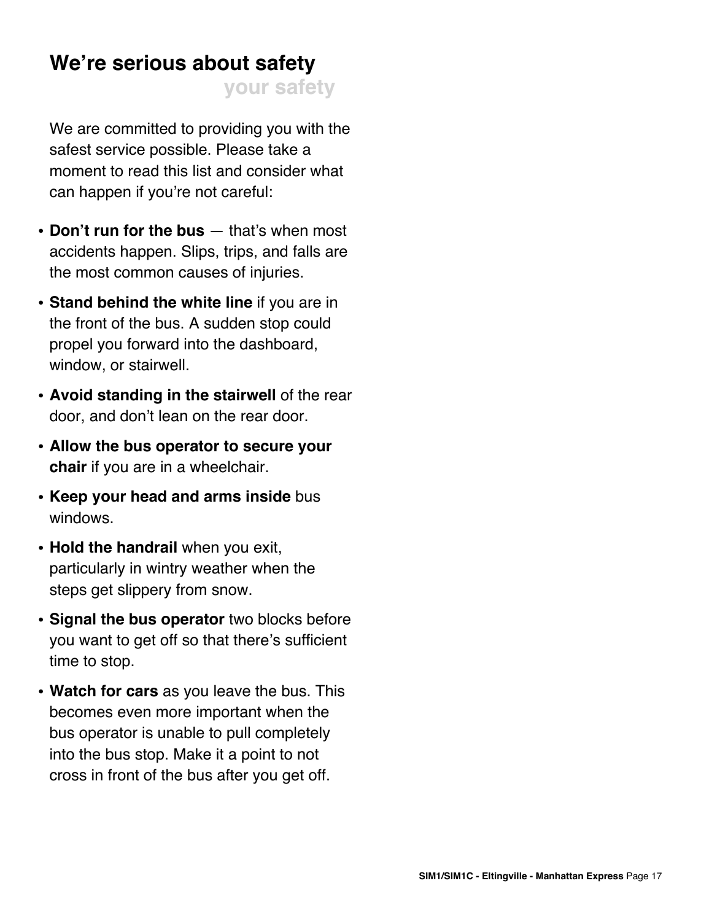# We're serious about safety

## your safety

We are committed to providing you with the safest service possible. Please take a moment to read this list and consider what can happen if you're not careful:

- **Don't run for the bus** — that's when most accidents happen. Slips, trips, and falls are the most common causes of injuries.
- **Stand behind the white line** if you are in the front of the bus. A sudden stop could propel you forward into the dashboard, window, or stairwell.
- **Avoid standing in the stairwell** of the rear door, and don't lean on the rear door.
- **Allow the bus operator to secure your chair** if you are in a wheelchair.
- **Keep your head and arms inside** bus windows.
- **Hold the handrail** when you exit, particularly in wintry weather when the steps get slippery from snow.
- **Signal the bus operator** two blocks before you want to get off so that there's sufficient time to stop.
- **Watch for cars** as you leave the bus. This becomes even more important when the bus operator is unable to pull completely into the bus stop. Make it a point to not cross in front of the bus after you get off.